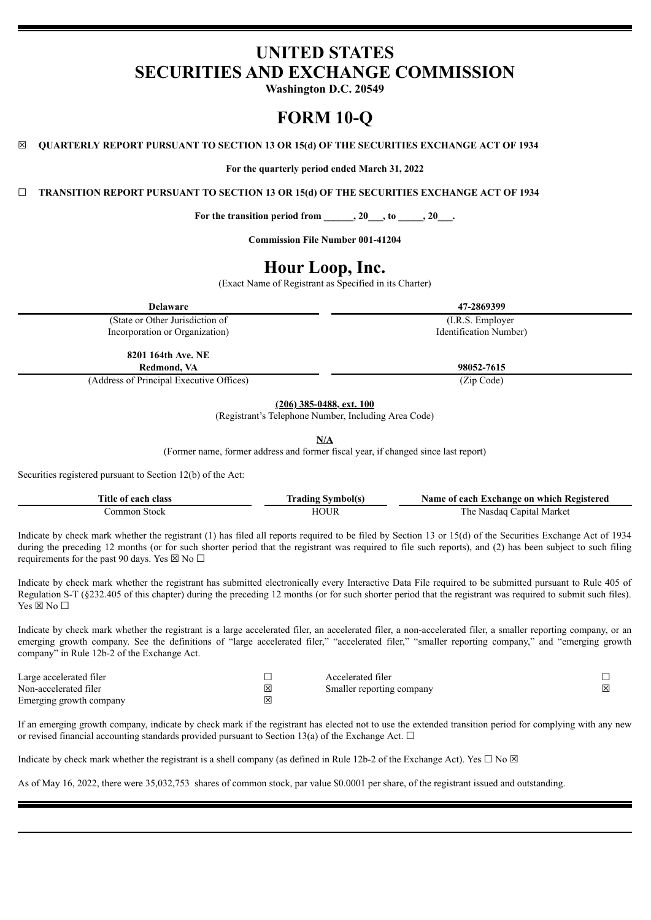# UNITED STATES
# SECURITIES AND EXCHANGE COMMISSION

**Washington D.C. 20549**

# FORM 10-Q

☒ **QUARTERLY REPORT PURSUANT TO SECTION 13 OR 15(d) OF THE SECURITIES EXCHANGE ACT OF 1934**

**For the quarterly period ended March 31, 2022**

☐ **TRANSITION REPORT PURSUANT TO SECTION 13 OR 15(d) OF THE SECURITIES EXCHANGE ACT OF 1934**

**For the transition period from ______, 20___, to _____, 20___.**

**Commission File Number 001-41204**

# Hour Loop, Inc.

(Exact Name of Registrant as Specified in its Charter)

| | |
|---|---|
| **Delaware** | **47-2869399** |
| (State or Other Jurisdiction of Incorporation or Organization) | (I.R.S. Employer Identification Number) |
| **8201 164th Ave. NE Redmond, VA** | **98052-7615** |
| (Address of Principal Executive Offices) | (Zip Code) |

**(206) 385-0488, ext. 100**
(Registrant's Telephone Number, Including Area Code)

**N/A**
(Former name, former address and former fiscal year, if changed since last report)

Securities registered pursuant to Section 12(b) of the Act:

| Title of each class | Trading Symbol(s) | Name of each Exchange on which Registered |
|---|---|---|
| Common Stock | HOUR | The Nasdaq Capital Market |

Indicate by check mark whether the registrant (1) has filed all reports required to be filed by Section 13 or 15(d) of the Securities Exchange Act of 1934 during the preceding 12 months (or for such shorter period that the registrant was required to file such reports), and (2) has been subject to such filing requirements for the past 90 days. Yes ☒ No ☐

Indicate by check mark whether the registrant has submitted electronically every Interactive Data File required to be submitted pursuant to Rule 405 of Regulation S-T (§232.405 of this chapter) during the preceding 12 months (or for such shorter period that the registrant was required to submit such files). Yes ☒ No ☐

Indicate by check mark whether the registrant is a large accelerated filer, an accelerated filer, a non-accelerated filer, a smaller reporting company, or an emerging growth company. See the definitions of "large accelerated filer," "accelerated filer," "smaller reporting company," and "emerging growth company" in Rule 12b-2 of the Exchange Act.

| | | | |
|---|---|---|---|
| Large accelerated filer | ☐ | Accelerated filer | ☐ |
| Non-accelerated filer | ☒ | Smaller reporting company | ☒ |
| Emerging growth company | ☒ | | |

If an emerging growth company, indicate by check mark if the registrant has elected not to use the extended transition period for complying with any new or revised financial accounting standards provided pursuant to Section 13(a) of the Exchange Act. ☐

Indicate by check mark whether the registrant is a shell company (as defined in Rule 12b-2 of the Exchange Act). Yes ☐ No ☒

As of May 16, 2022, there were 35,032,753 shares of common stock, par value $0.0001 per share, of the registrant issued and outstanding.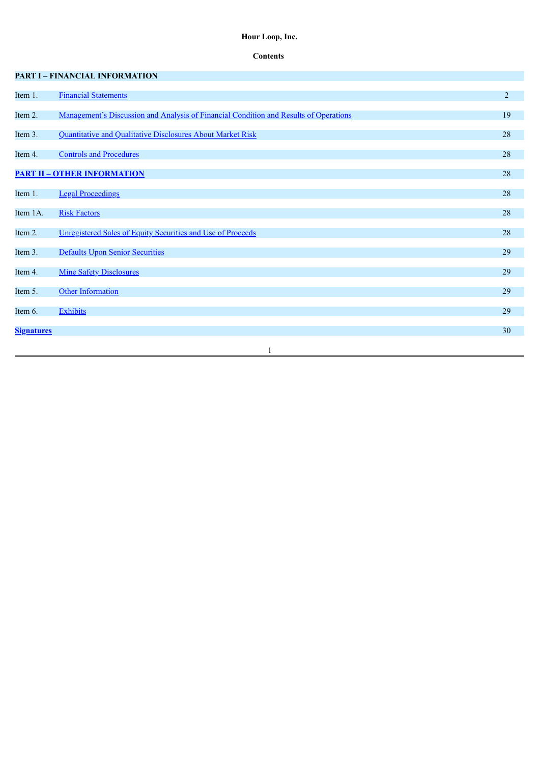**Hour Loop, Inc.**

**Contents**

| | | |
|---|---|---|
| **PART I – FINANCIAL INFORMATION** | | |
| Item 1. | Financial Statements | 2 |
| Item 2. | Management's Discussion and Analysis of Financial Condition and Results of Operations | 19 |
| Item 3. | Quantitative and Qualitative Disclosures About Market Risk | 28 |
| Item 4. | Controls and Procedures | 28 |
| **PART II – OTHER INFORMATION** | | 28 |
| Item 1. | Legal Proceedings | 28 |
| Item 1A. | Risk Factors | 28 |
| Item 2. | Unregistered Sales of Equity Securities and Use of Proceeds | 28 |
| Item 3. | Defaults Upon Senior Securities | 29 |
| Item 4. | Mine Safety Disclosures | 29 |
| Item 5. | Other Information | 29 |
| Item 6. | Exhibits | 29 |
| **Signatures** | | 30 |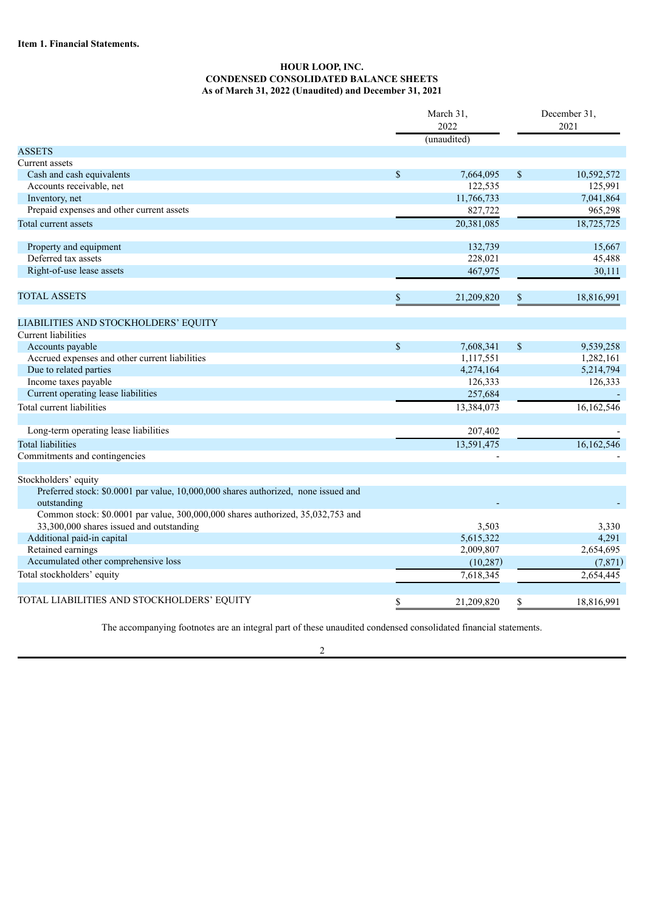**Item 1. Financial Statements.**

**HOUR LOOP, INC.**
**CONDENSED CONSOLIDATED BALANCE SHEETS**
**As of March 31, 2022 (Unaudited) and December 31, 2021**

| | March 31, 2022 (unaudited) | December 31, 2021 |
|---|---|---|
| ASSETS | | |
| Current assets | | |
| Cash and cash equivalents | $ 7,664,095 | $ 10,592,572 |
| Accounts receivable, net | 122,535 | 125,991 |
| Inventory, net | 11,766,733 | 7,041,864 |
| Prepaid expenses and other current assets | 827,722 | 965,298 |
| Total current assets | 20,381,085 | 18,725,725 |
| | | |
| Property and equipment | 132,739 | 15,667 |
| Deferred tax assets | 228,021 | 45,488 |
| Right-of-use lease assets | 467,975 | 30,111 |
| | | |
| TOTAL ASSETS | $ 21,209,820 | $ 18,816,991 |
| | | |
| LIABILITIES AND STOCKHOLDERS' EQUITY | | |
| Current liabilities | | |
| Accounts payable | $ 7,608,341 | $ 9,539,258 |
| Accrued expenses and other current liabilities | 1,117,551 | 1,282,161 |
| Due to related parties | 4,274,164 | 5,214,794 |
| Income taxes payable | 126,333 | 126,333 |
| Current operating lease liabilities | 257,684 | - |
| Total current liabilities | 13,384,073 | 16,162,546 |
| | | |
| Long-term operating lease liabilities | 207,402 | - |
| Total liabilities | 13,591,475 | 16,162,546 |
| Commitments and contingencies | - | - |
| | | |
| Stockholders' equity | | |
| Preferred stock: $0.0001 par value, 10,000,000 shares authorized, none issued and outstanding | - | - |
| Common stock: $0.0001 par value, 300,000,000 shares authorized, 35,032,753 and 33,300,000 shares issued and outstanding | 3,503 | 3,330 |
| Additional paid-in capital | 5,615,322 | 4,291 |
| Retained earnings | 2,009,807 | 2,654,695 |
| Accumulated other comprehensive loss | (10,287) | (7,871) |
| Total stockholders' equity | 7,618,345 | 2,654,445 |
| | | |
| TOTAL LIABILITIES AND STOCKHOLDERS' EQUITY | $ 21,209,820 | $ 18,816,991 |

The accompanying footnotes are an integral part of these unaudited condensed consolidated financial statements.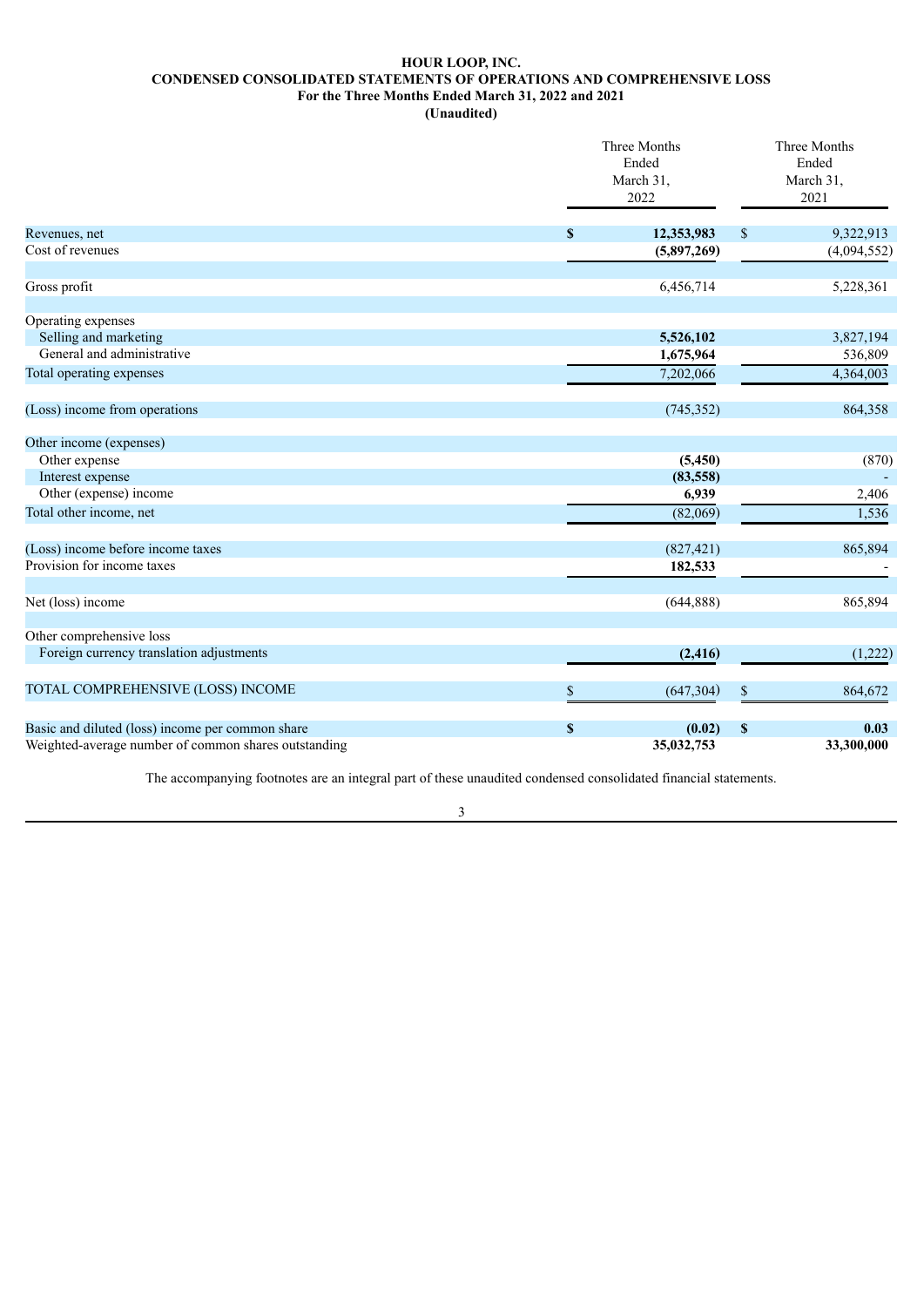**HOUR LOOP, INC.**
**CONDENSED CONSOLIDATED STATEMENTS OF OPERATIONS AND COMPREHENSIVE LOSS**
**For the Three Months Ended March 31, 2022 and 2021**
**(Unaudited)**

| | Three Months Ended March 31, 2022 | Three Months Ended March 31, 2021 |
|---|---|---|
| Revenues, net | **$ 12,353,983** | $ 9,322,913 |
| Cost of revenues | **(5,897,269)** | (4,094,552) |
| | | |
| Gross profit | 6,456,714 | 5,228,361 |
| | | |
| Operating expenses | | |
| Selling and marketing | **5,526,102** | 3,827,194 |
| General and administrative | **1,675,964** | 536,809 |
| Total operating expenses | 7,202,066 | 4,364,003 |
| | | |
| (Loss) income from operations | (745,352) | 864,358 |
| | | |
| Other income (expenses) | | |
| Other expense | **(5,450)** | (870) |
| Interest expense | **(83,558)** | - |
| Other (expense) income | **6,939** | 2,406 |
| Total other income, net | (82,069) | 1,536 |
| | | |
| (Loss) income before income taxes | (827,421) | 865,894 |
| Provision for income taxes | **182,533** | - |
| | | |
| Net (loss) income | (644,888) | 865,894 |
| | | |
| Other comprehensive loss | | |
| Foreign currency translation adjustments | **(2,416)** | (1,222) |
| | | |
| TOTAL COMPREHENSIVE (LOSS) INCOME | $ (647,304) | $ 864,672 |
| | | |
| Basic and diluted (loss) income per common share | **$ (0.02)** | **$ 0.03** |
| Weighted-average number of common shares outstanding | **35,032,753** | **33,300,000** |

The accompanying footnotes are an integral part of these unaudited condensed consolidated financial statements.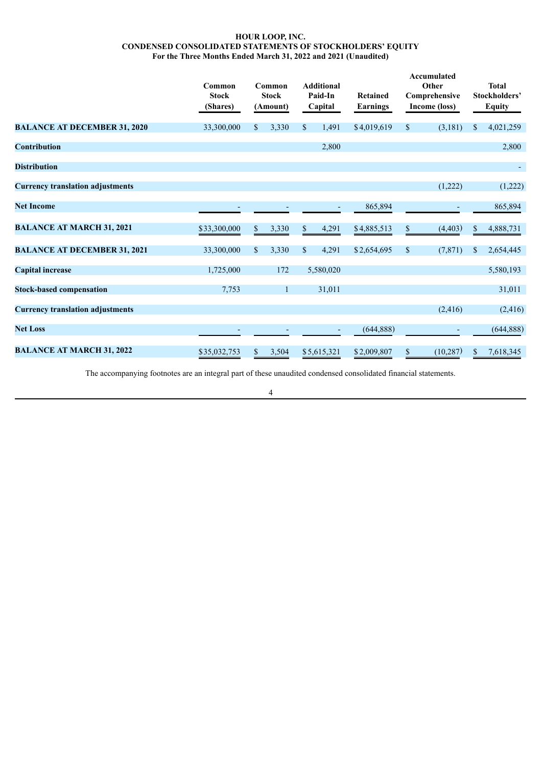**HOUR LOOP, INC.**
**CONDENSED CONSOLIDATED STATEMENTS OF STOCKHOLDERS' EQUITY**
**For the Three Months Ended March 31, 2022 and 2021 (Unaudited)**

| | Common Stock (Shares) | Common Stock (Amount) | Additional Paid-In Capital | Retained Earnings | Accumulated Other Comprehensive Income (loss) | Total Stockholders' Equity |
|---|---|---|---|---|---|---|
| **BALANCE AT DECEMBER 31, 2020** | 33,300,000 | $ 3,330 | $ 1,491 | $4,019,619 | $ (3,181) | $ 4,021,259 |
| **Contribution** | | | 2,800 | | | 2,800 |
| **Distribution** | | | | | | - |
| **Currency translation adjustments** | | | | | (1,222) | (1,222) |
| **Net Income** | - | - | - | 865,894 | - | 865,894 |
| **BALANCE AT MARCH 31, 2021** | $33,300,000 | $ 3,330 | $ 4,291 | $4,885,513 | $ (4,403) | $ 4,888,731 |
| **BALANCE AT DECEMBER 31, 2021** | 33,300,000 | $ 3,330 | $ 4,291 | $2,654,695 | $ (7,871) | $ 2,654,445 |
| **Capital increase** | 1,725,000 | 172 | 5,580,020 | | | 5,580,193 |
| **Stock-based compensation** | 7,753 | 1 | 31,011 | | | 31,011 |
| **Currency translation adjustments** | | | | | (2,416) | (2,416) |
| **Net Loss** | - | - | - | (644,888) | - | (644,888) |
| **BALANCE AT MARCH 31, 2022** | $35,032,753 | $ 3,504 | $5,615,321 | $2,009,807 | $ (10,287) | $ 7,618,345 |

The accompanying footnotes are an integral part of these unaudited condensed consolidated financial statements.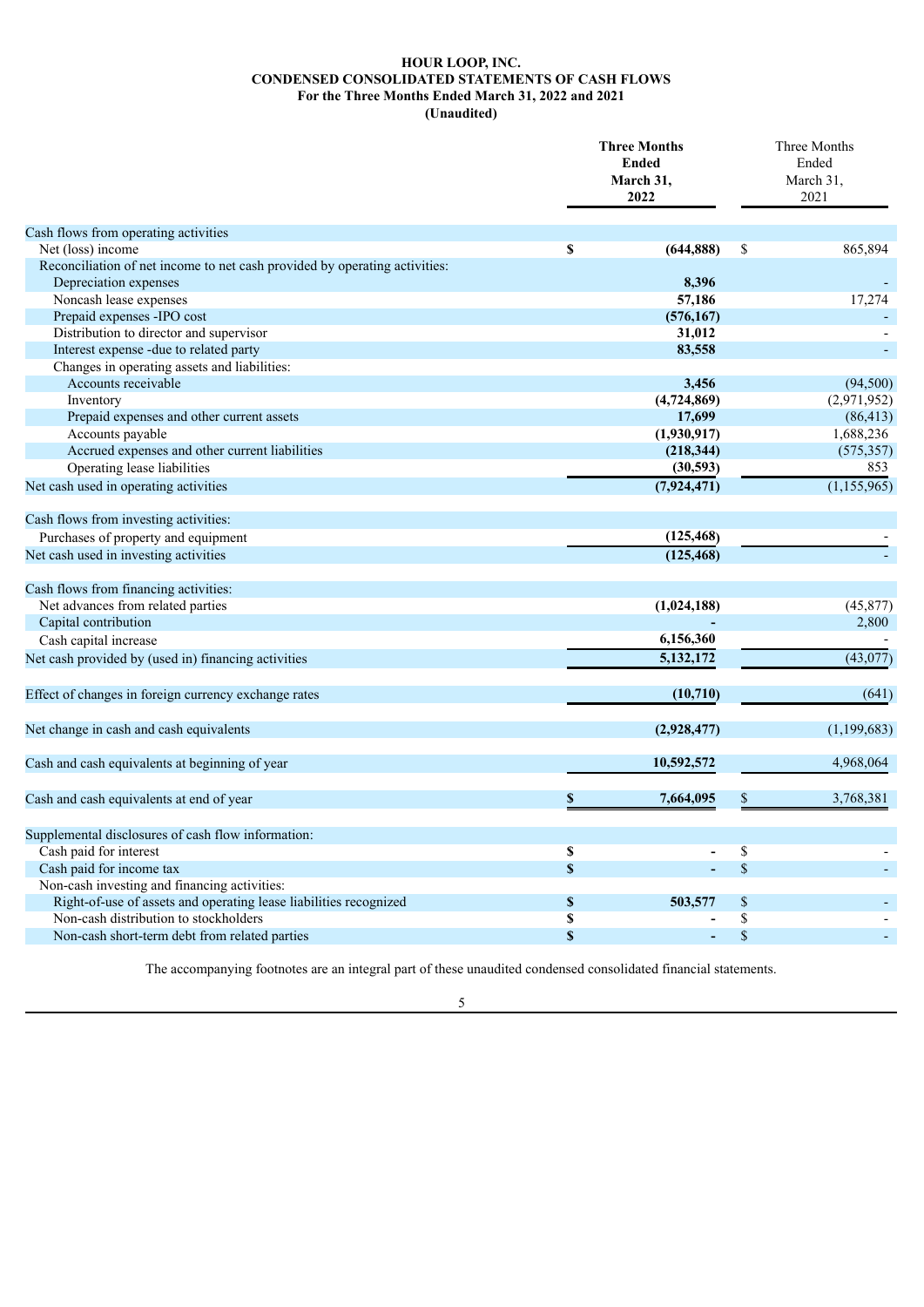**HOUR LOOP, INC.**
**CONDENSED CONSOLIDATED STATEMENTS OF CASH FLOWS**
**For the Three Months Ended March 31, 2022 and 2021**
**(Unaudited)**

| | **Three Months Ended March 31, 2022** | Three Months Ended March 31, 2021 |
|---|---|---|
| Cash flows from operating activities | | |
| Net (loss) income | **$ (644,888)** | $ 865,894 |
| Reconciliation of net income to net cash provided by operating activities: | | |
| Depreciation expenses | **8,396** | - |
| Noncash lease expenses | **57,186** | 17,274 |
| Prepaid expenses -IPO cost | **(576,167)** | - |
| Distribution to director and supervisor | **31,012** | - |
| Interest expense -due to related party | **83,558** | - |
| Changes in operating assets and liabilities: | | |
| Accounts receivable | **3,456** | (94,500) |
| Inventory | **(4,724,869)** | (2,971,952) |
| Prepaid expenses and other current assets | **17,699** | (86,413) |
| Accounts payable | **(1,930,917)** | 1,688,236 |
| Accrued expenses and other current liabilities | **(218,344)** | (575,357) |
| Operating lease liabilities | **(30,593)** | 853 |
| Net cash used in operating activities | **(7,924,471)** | (1,155,965) |
| | | |
| Cash flows from investing activities: | | |
| Purchases of property and equipment | **(125,468)** | - |
| Net cash used in investing activities | **(125,468)** | - |
| | | |
| Cash flows from financing activities: | | |
| Net advances from related parties | **(1,024,188)** | (45,877) |
| Capital contribution | **-** | 2,800 |
| Cash capital increase | **6,156,360** | - |
| Net cash provided by (used in) financing activities | **5,132,172** | (43,077) |
| | | |
| Effect of changes in foreign currency exchange rates | **(10,710)** | (641) |
| | | |
| Net change in cash and cash equivalents | **(2,928,477)** | (1,199,683) |
| | | |
| Cash and cash equivalents at beginning of year | **10,592,572** | 4,968,064 |
| | | |
| Cash and cash equivalents at end of year | **$ 7,664,095** | $ 3,768,381 |
| | | |
| Supplemental disclosures of cash flow information: | | |
| Cash paid for interest | **$ -** | $ - |
| Cash paid for income tax | **$ -** | $ - |
| Non-cash investing and financing activities: | | |
| Right-of-use of assets and operating lease liabilities recognized | **$ 503,577** | $ - |
| Non-cash distribution to stockholders | **$ -** | $ - |
| Non-cash short-term debt from related parties | **$ -** | $ - |

The accompanying footnotes are an integral part of these unaudited condensed consolidated financial statements.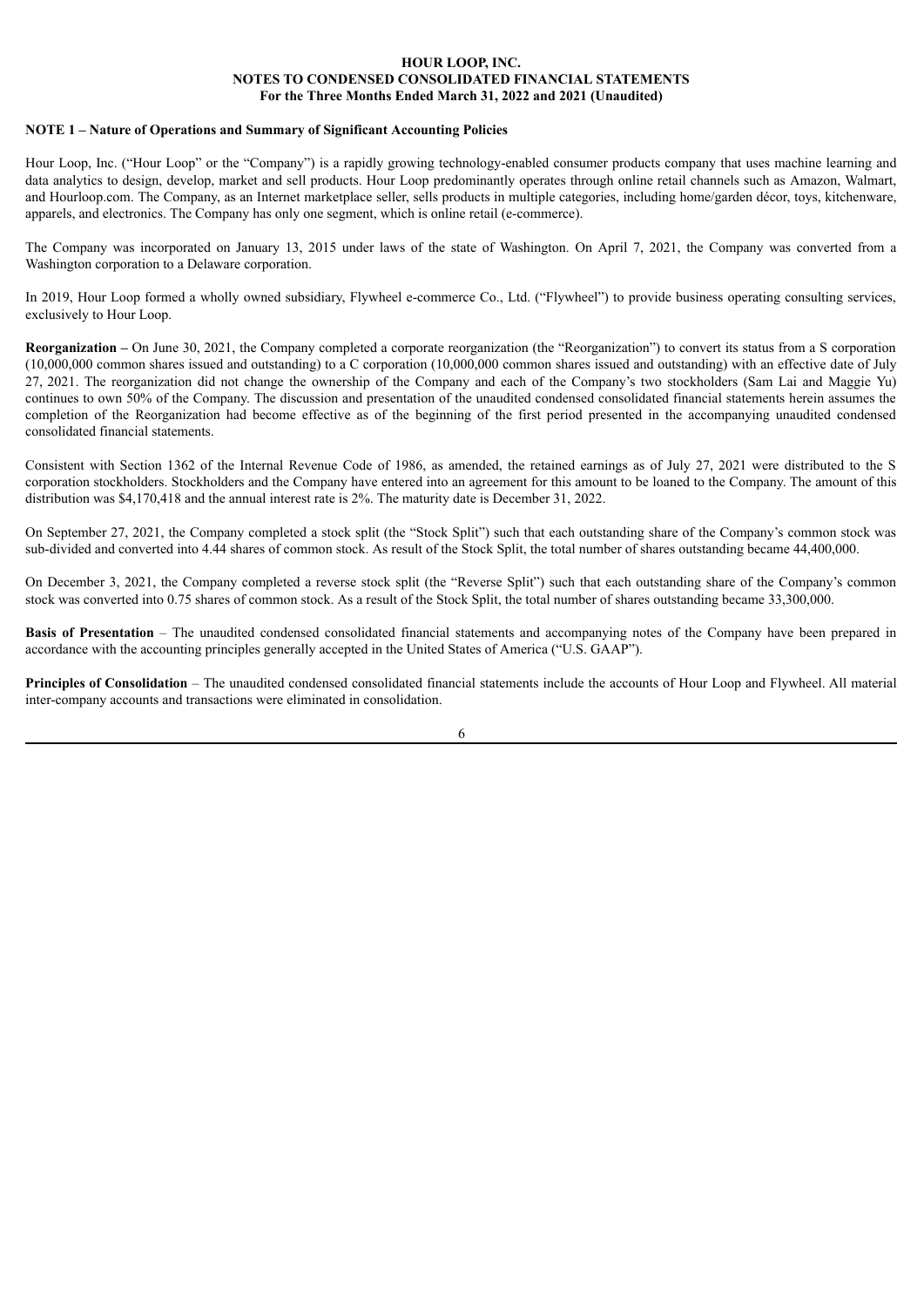**HOUR LOOP, INC.**
**NOTES TO CONDENSED CONSOLIDATED FINANCIAL STATEMENTS**
**For the Three Months Ended March 31, 2022 and 2021 (Unaudited)**

**NOTE 1 – Nature of Operations and Summary of Significant Accounting Policies**

Hour Loop, Inc. ("Hour Loop" or the "Company") is a rapidly growing technology-enabled consumer products company that uses machine learning and data analytics to design, develop, market and sell products. Hour Loop predominantly operates through online retail channels such as Amazon, Walmart, and Hourloop.com. The Company, as an Internet marketplace seller, sells products in multiple categories, including home/garden décor, toys, kitchenware, apparels, and electronics. The Company has only one segment, which is online retail (e-commerce).

The Company was incorporated on January 13, 2015 under laws of the state of Washington. On April 7, 2021, the Company was converted from a Washington corporation to a Delaware corporation.

In 2019, Hour Loop formed a wholly owned subsidiary, Flywheel e-commerce Co., Ltd. ("Flywheel") to provide business operating consulting services, exclusively to Hour Loop.

**Reorganization –** On June 30, 2021, the Company completed a corporate reorganization (the "Reorganization") to convert its status from a S corporation (10,000,000 common shares issued and outstanding) to a C corporation (10,000,000 common shares issued and outstanding) with an effective date of July 27, 2021. The reorganization did not change the ownership of the Company and each of the Company's two stockholders (Sam Lai and Maggie Yu) continues to own 50% of the Company. The discussion and presentation of the unaudited condensed consolidated financial statements herein assumes the completion of the Reorganization had become effective as of the beginning of the first period presented in the accompanying unaudited condensed consolidated financial statements.

Consistent with Section 1362 of the Internal Revenue Code of 1986, as amended, the retained earnings as of July 27, 2021 were distributed to the S corporation stockholders. Stockholders and the Company have entered into an agreement for this amount to be loaned to the Company. The amount of this distribution was $4,170,418 and the annual interest rate is 2%. The maturity date is December 31, 2022.

On September 27, 2021, the Company completed a stock split (the "Stock Split") such that each outstanding share of the Company's common stock was sub-divided and converted into 4.44 shares of common stock. As result of the Stock Split, the total number of shares outstanding became 44,400,000.

On December 3, 2021, the Company completed a reverse stock split (the "Reverse Split") such that each outstanding share of the Company's common stock was converted into 0.75 shares of common stock. As a result of the Stock Split, the total number of shares outstanding became 33,300,000.

**Basis of Presentation** – The unaudited condensed consolidated financial statements and accompanying notes of the Company have been prepared in accordance with the accounting principles generally accepted in the United States of America ("U.S. GAAP").

**Principles of Consolidation** – The unaudited condensed consolidated financial statements include the accounts of Hour Loop and Flywheel. All material inter-company accounts and transactions were eliminated in consolidation.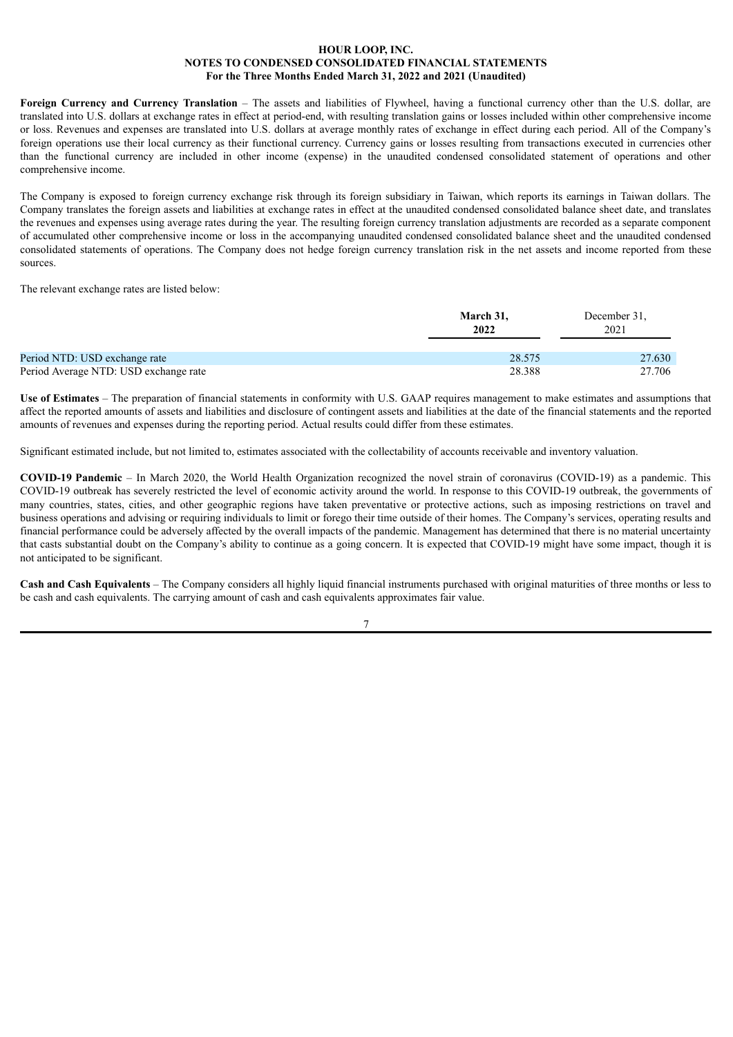**Foreign Currency and Currency Translation** – The assets and liabilities of Flywheel, having a functional currency other than the U.S. dollar, are translated into U.S. dollars at exchange rates in effect at period-end, with resulting translation gains or losses included within other comprehensive income or loss. Revenues and expenses are translated into U.S. dollars at average monthly rates of exchange in effect during each period. All of the Company's foreign operations use their local currency as their functional currency. Currency gains or losses resulting from transactions executed in currencies other than the functional currency are included in other income (expense) in the unaudited condensed consolidated statement of operations and other comprehensive income.

The Company is exposed to foreign currency exchange risk through its foreign subsidiary in Taiwan, which reports its earnings in Taiwan dollars. The Company translates the foreign assets and liabilities at exchange rates in effect at the unaudited condensed consolidated balance sheet date, and translates the revenues and expenses using average rates during the year. The resulting foreign currency translation adjustments are recorded as a separate component of accumulated other comprehensive income or loss in the accompanying unaudited condensed consolidated balance sheet and the unaudited condensed consolidated statements of operations. The Company does not hedge foreign currency translation risk in the net assets and income reported from these sources.

The relevant exchange rates are listed below:

| | **March 31, 2022** | December 31, 2021 |
|---|---|---|
| Period NTD: USD exchange rate | 28.575 | 27.630 |
| Period Average NTD: USD exchange rate | 28.388 | 27.706 |

**Use of Estimates** – The preparation of financial statements in conformity with U.S. GAAP requires management to make estimates and assumptions that affect the reported amounts of assets and liabilities and disclosure of contingent assets and liabilities at the date of the financial statements and the reported amounts of revenues and expenses during the reporting period. Actual results could differ from these estimates.

Significant estimated include, but not limited to, estimates associated with the collectability of accounts receivable and inventory valuation.

**COVID-19 Pandemic** – In March 2020, the World Health Organization recognized the novel strain of coronavirus (COVID-19) as a pandemic. This COVID-19 outbreak has severely restricted the level of economic activity around the world. In response to this COVID-19 outbreak, the governments of many countries, states, cities, and other geographic regions have taken preventative or protective actions, such as imposing restrictions on travel and business operations and advising or requiring individuals to limit or forego their time outside of their homes. The Company's services, operating results and financial performance could be adversely affected by the overall impacts of the pandemic. Management has determined that there is no material uncertainty that casts substantial doubt on the Company's ability to continue as a going concern. It is expected that COVID-19 might have some impact, though it is not anticipated to be significant.

**Cash and Cash Equivalents** – The Company considers all highly liquid financial instruments purchased with original maturities of three months or less to be cash and cash equivalents. The carrying amount of cash and cash equivalents approximates fair value.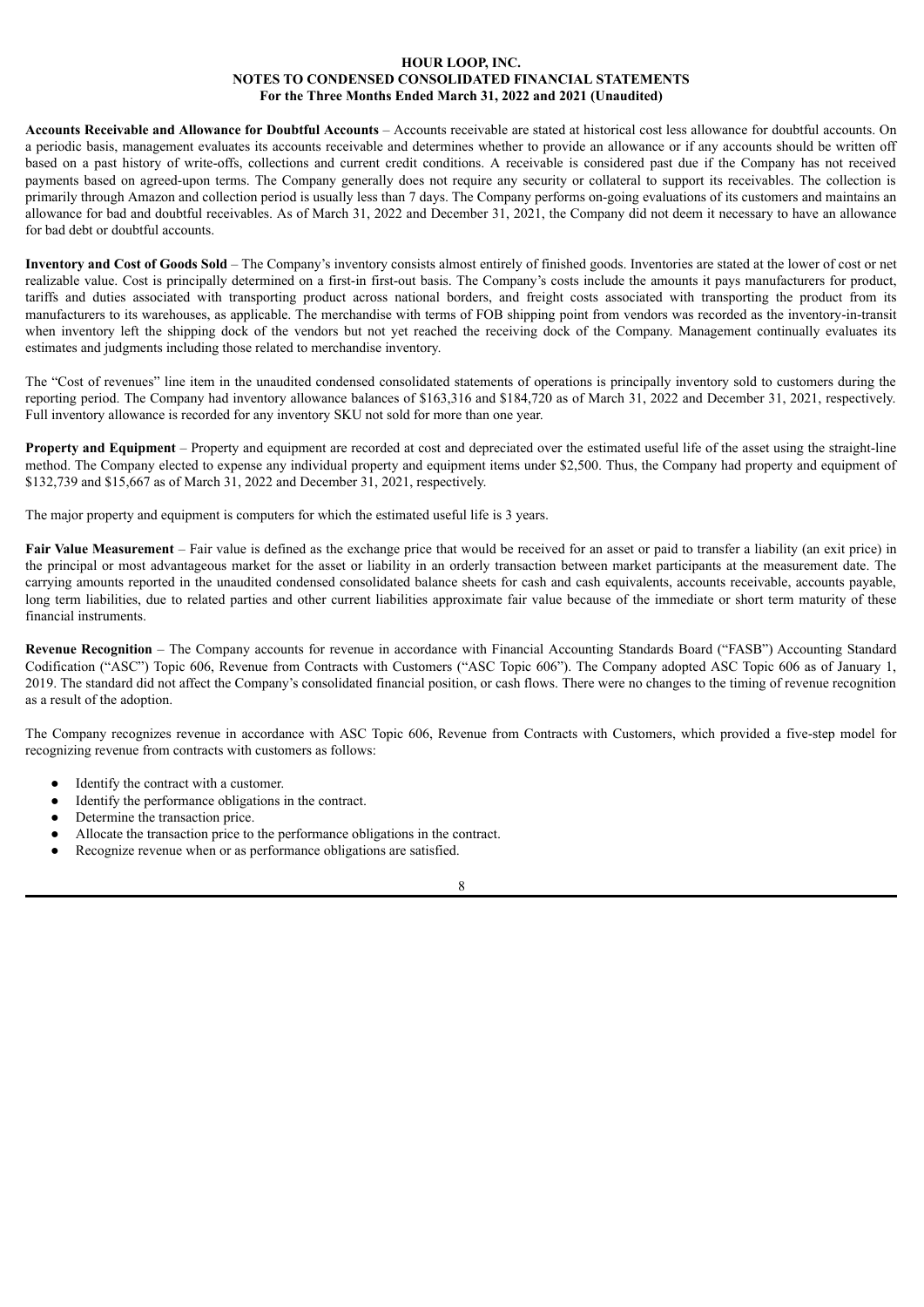**Accounts Receivable and Allowance for Doubtful Accounts** – Accounts receivable are stated at historical cost less allowance for doubtful accounts. On a periodic basis, management evaluates its accounts receivable and determines whether to provide an allowance or if any accounts should be written off based on a past history of write-offs, collections and current credit conditions. A receivable is considered past due if the Company has not received payments based on agreed-upon terms. The Company generally does not require any security or collateral to support its receivables. The collection is primarily through Amazon and collection period is usually less than 7 days. The Company performs on-going evaluations of its customers and maintains an allowance for bad and doubtful receivables. As of March 31, 2022 and December 31, 2021, the Company did not deem it necessary to have an allowance for bad debt or doubtful accounts.

**Inventory and Cost of Goods Sold** – The Company's inventory consists almost entirely of finished goods. Inventories are stated at the lower of cost or net realizable value. Cost is principally determined on a first-in first-out basis. The Company's costs include the amounts it pays manufacturers for product, tariffs and duties associated with transporting product across national borders, and freight costs associated with transporting the product from its manufacturers to its warehouses, as applicable. The merchandise with terms of FOB shipping point from vendors was recorded as the inventory-in-transit when inventory left the shipping dock of the vendors but not yet reached the receiving dock of the Company. Management continually evaluates its estimates and judgments including those related to merchandise inventory.

The "Cost of revenues" line item in the unaudited condensed consolidated statements of operations is principally inventory sold to customers during the reporting period. The Company had inventory allowance balances of $163,316 and $184,720 as of March 31, 2022 and December 31, 2021, respectively. Full inventory allowance is recorded for any inventory SKU not sold for more than one year.

**Property and Equipment** – Property and equipment are recorded at cost and depreciated over the estimated useful life of the asset using the straight-line method. The Company elected to expense any individual property and equipment items under $2,500. Thus, the Company had property and equipment of $132,739 and $15,667 as of March 31, 2022 and December 31, 2021, respectively.

The major property and equipment is computers for which the estimated useful life is 3 years.

**Fair Value Measurement** – Fair value is defined as the exchange price that would be received for an asset or paid to transfer a liability (an exit price) in the principal or most advantageous market for the asset or liability in an orderly transaction between market participants at the measurement date. The carrying amounts reported in the unaudited condensed consolidated balance sheets for cash and cash equivalents, accounts receivable, accounts payable, long term liabilities, due to related parties and other current liabilities approximate fair value because of the immediate or short term maturity of these financial instruments.

**Revenue Recognition** – The Company accounts for revenue in accordance with Financial Accounting Standards Board ("FASB") Accounting Standard Codification ("ASC") Topic 606, Revenue from Contracts with Customers ("ASC Topic 606"). The Company adopted ASC Topic 606 as of January 1, 2019. The standard did not affect the Company's consolidated financial position, or cash flows. There were no changes to the timing of revenue recognition as a result of the adoption.

The Company recognizes revenue in accordance with ASC Topic 606, Revenue from Contracts with Customers, which provided a five-step model for recognizing revenue from contracts with customers as follows:

- Identify the contract with a customer.
- Identify the performance obligations in the contract.
- Determine the transaction price.
- Allocate the transaction price to the performance obligations in the contract.
- Recognize revenue when or as performance obligations are satisfied.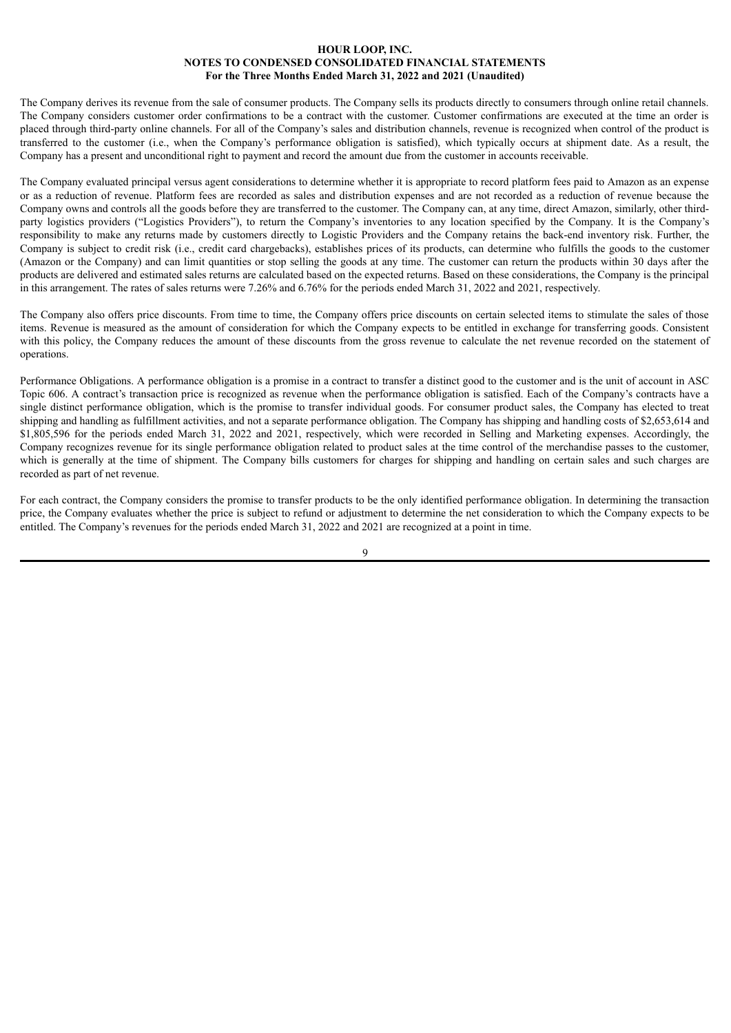The Company derives its revenue from the sale of consumer products. The Company sells its products directly to consumers through online retail channels. The Company considers customer order confirmations to be a contract with the customer. Customer confirmations are executed at the time an order is placed through third-party online channels. For all of the Company's sales and distribution channels, revenue is recognized when control of the product is transferred to the customer (i.e., when the Company's performance obligation is satisfied), which typically occurs at shipment date. As a result, the Company has a present and unconditional right to payment and record the amount due from the customer in accounts receivable.

The Company evaluated principal versus agent considerations to determine whether it is appropriate to record platform fees paid to Amazon as an expense or as a reduction of revenue. Platform fees are recorded as sales and distribution expenses and are not recorded as a reduction of revenue because the Company owns and controls all the goods before they are transferred to the customer. The Company can, at any time, direct Amazon, similarly, other third-party logistics providers ("Logistics Providers"), to return the Company's inventories to any location specified by the Company. It is the Company's responsibility to make any returns made by customers directly to Logistic Providers and the Company retains the back-end inventory risk. Further, the Company is subject to credit risk (i.e., credit card chargebacks), establishes prices of its products, can determine who fulfills the goods to the customer (Amazon or the Company) and can limit quantities or stop selling the goods at any time. The customer can return the products within 30 days after the products are delivered and estimated sales returns are calculated based on the expected returns. Based on these considerations, the Company is the principal in this arrangement. The rates of sales returns were 7.26% and 6.76% for the periods ended March 31, 2022 and 2021, respectively.

The Company also offers price discounts. From time to time, the Company offers price discounts on certain selected items to stimulate the sales of those items. Revenue is measured as the amount of consideration for which the Company expects to be entitled in exchange for transferring goods. Consistent with this policy, the Company reduces the amount of these discounts from the gross revenue to calculate the net revenue recorded on the statement of operations.

Performance Obligations. A performance obligation is a promise in a contract to transfer a distinct good to the customer and is the unit of account in ASC Topic 606. A contract's transaction price is recognized as revenue when the performance obligation is satisfied. Each of the Company's contracts have a single distinct performance obligation, which is the promise to transfer individual goods. For consumer product sales, the Company has elected to treat shipping and handling as fulfillment activities, and not a separate performance obligation. The Company has shipping and handling costs of $2,653,614 and $1,805,596 for the periods ended March 31, 2022 and 2021, respectively, which were recorded in Selling and Marketing expenses. Accordingly, the Company recognizes revenue for its single performance obligation related to product sales at the time control of the merchandise passes to the customer, which is generally at the time of shipment. The Company bills customers for charges for shipping and handling on certain sales and such charges are recorded as part of net revenue.

For each contract, the Company considers the promise to transfer products to be the only identified performance obligation. In determining the transaction price, the Company evaluates whether the price is subject to refund or adjustment to determine the net consideration to which the Company expects to be entitled. The Company's revenues for the periods ended March 31, 2022 and 2021 are recognized at a point in time.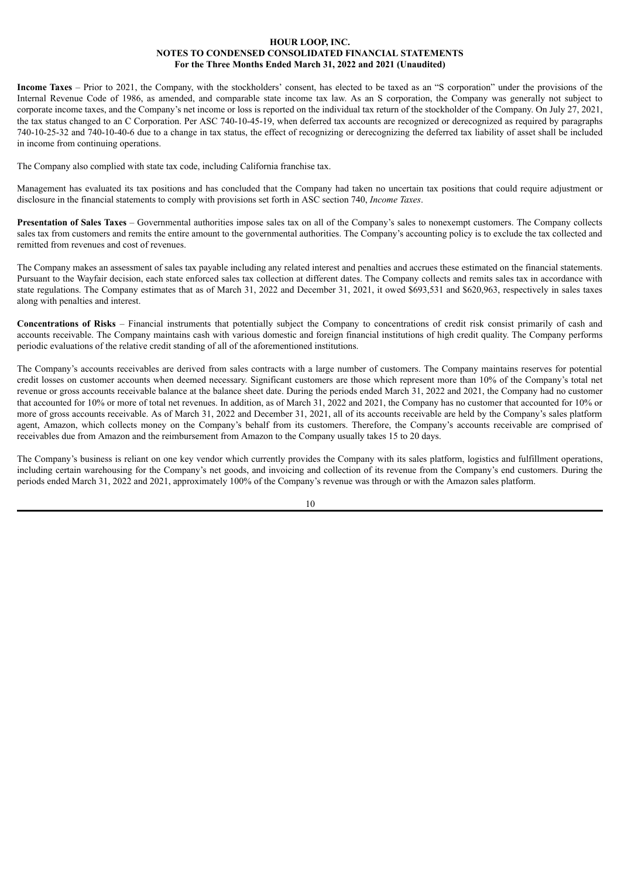**Income Taxes** – Prior to 2021, the Company, with the stockholders' consent, has elected to be taxed as an "S corporation" under the provisions of the Internal Revenue Code of 1986, as amended, and comparable state income tax law. As an S corporation, the Company was generally not subject to corporate income taxes, and the Company's net income or loss is reported on the individual tax return of the stockholder of the Company. On July 27, 2021, the tax status changed to an C Corporation. Per ASC 740-10-45-19, when deferred tax accounts are recognized or derecognized as required by paragraphs 740-10-25-32 and 740-10-40-6 due to a change in tax status, the effect of recognizing or derecognizing the deferred tax liability of asset shall be included in income from continuing operations.

The Company also complied with state tax code, including California franchise tax.

Management has evaluated its tax positions and has concluded that the Company had taken no uncertain tax positions that could require adjustment or disclosure in the financial statements to comply with provisions set forth in ASC section 740, *Income Taxes*.

**Presentation of Sales Taxes** – Governmental authorities impose sales tax on all of the Company's sales to nonexempt customers. The Company collects sales tax from customers and remits the entire amount to the governmental authorities. The Company's accounting policy is to exclude the tax collected and remitted from revenues and cost of revenues.

The Company makes an assessment of sales tax payable including any related interest and penalties and accrues these estimated on the financial statements. Pursuant to the Wayfair decision, each state enforced sales tax collection at different dates. The Company collects and remits sales tax in accordance with state regulations. The Company estimates that as of March 31, 2022 and December 31, 2021, it owed $693,531 and $620,963, respectively in sales taxes along with penalties and interest.

**Concentrations of Risks** – Financial instruments that potentially subject the Company to concentrations of credit risk consist primarily of cash and accounts receivable. The Company maintains cash with various domestic and foreign financial institutions of high credit quality. The Company performs periodic evaluations of the relative credit standing of all of the aforementioned institutions.

The Company's accounts receivables are derived from sales contracts with a large number of customers. The Company maintains reserves for potential credit losses on customer accounts when deemed necessary. Significant customers are those which represent more than 10% of the Company's total net revenue or gross accounts receivable balance at the balance sheet date. During the periods ended March 31, 2022 and 2021, the Company had no customer that accounted for 10% or more of total net revenues. In addition, as of March 31, 2022 and 2021, the Company has no customer that accounted for 10% or more of gross accounts receivable. As of March 31, 2022 and December 31, 2021, all of its accounts receivable are held by the Company's sales platform agent, Amazon, which collects money on the Company's behalf from its customers. Therefore, the Company's accounts receivable are comprised of receivables due from Amazon and the reimbursement from Amazon to the Company usually takes 15 to 20 days.

The Company's business is reliant on one key vendor which currently provides the Company with its sales platform, logistics and fulfillment operations, including certain warehousing for the Company's net goods, and invoicing and collection of its revenue from the Company's end customers. During the periods ended March 31, 2022 and 2021, approximately 100% of the Company's revenue was through or with the Amazon sales platform.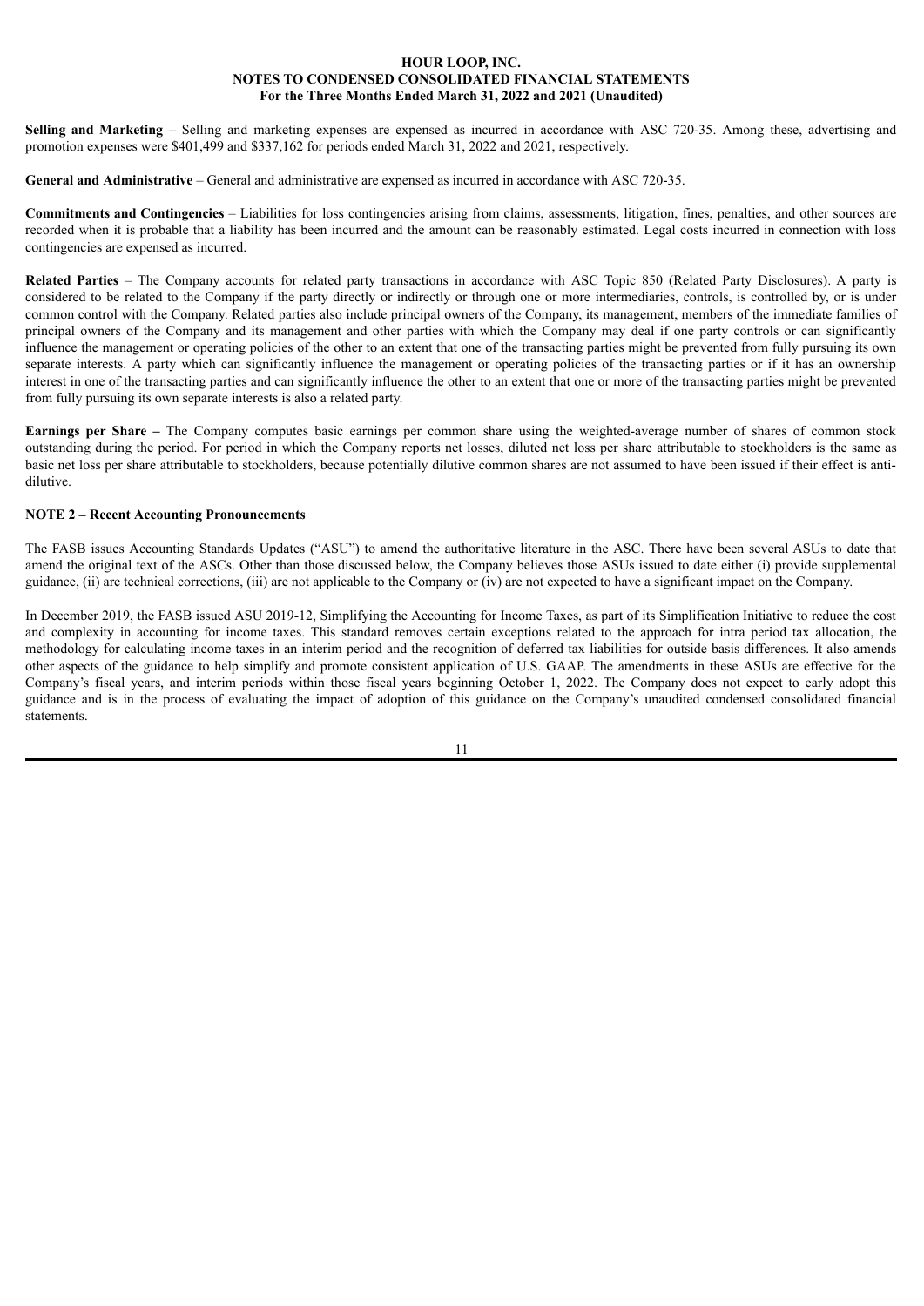**Selling and Marketing** – Selling and marketing expenses are expensed as incurred in accordance with ASC 720-35. Among these, advertising and promotion expenses were $401,499 and $337,162 for periods ended March 31, 2022 and 2021, respectively.

**General and Administrative** – General and administrative are expensed as incurred in accordance with ASC 720-35.

**Commitments and Contingencies** – Liabilities for loss contingencies arising from claims, assessments, litigation, fines, penalties, and other sources are recorded when it is probable that a liability has been incurred and the amount can be reasonably estimated. Legal costs incurred in connection with loss contingencies are expensed as incurred.

**Related Parties** – The Company accounts for related party transactions in accordance with ASC Topic 850 (Related Party Disclosures). A party is considered to be related to the Company if the party directly or indirectly or through one or more intermediaries, controls, is controlled by, or is under common control with the Company. Related parties also include principal owners of the Company, its management, members of the immediate families of principal owners of the Company and its management and other parties with which the Company may deal if one party controls or can significantly influence the management or operating policies of the other to an extent that one of the transacting parties might be prevented from fully pursuing its own separate interests. A party which can significantly influence the management or operating policies of the transacting parties or if it has an ownership interest in one of the transacting parties and can significantly influence the other to an extent that one or more of the transacting parties might be prevented from fully pursuing its own separate interests is also a related party.

**Earnings per Share –** The Company computes basic earnings per common share using the weighted-average number of shares of common stock outstanding during the period. For period in which the Company reports net losses, diluted net loss per share attributable to stockholders is the same as basic net loss per share attributable to stockholders, because potentially dilutive common shares are not assumed to have been issued if their effect is anti-dilutive.

**NOTE 2 – Recent Accounting Pronouncements**

The FASB issues Accounting Standards Updates ("ASU") to amend the authoritative literature in the ASC. There have been several ASUs to date that amend the original text of the ASCs. Other than those discussed below, the Company believes those ASUs issued to date either (i) provide supplemental guidance, (ii) are technical corrections, (iii) are not applicable to the Company or (iv) are not expected to have a significant impact on the Company.

In December 2019, the FASB issued ASU 2019-12, Simplifying the Accounting for Income Taxes, as part of its Simplification Initiative to reduce the cost and complexity in accounting for income taxes. This standard removes certain exceptions related to the approach for intra period tax allocation, the methodology for calculating income taxes in an interim period and the recognition of deferred tax liabilities for outside basis differences. It also amends other aspects of the guidance to help simplify and promote consistent application of U.S. GAAP. The amendments in these ASUs are effective for the Company's fiscal years, and interim periods within those fiscal years beginning October 1, 2022. The Company does not expect to early adopt this guidance and is in the process of evaluating the impact of adoption of this guidance on the Company's unaudited condensed consolidated financial statements.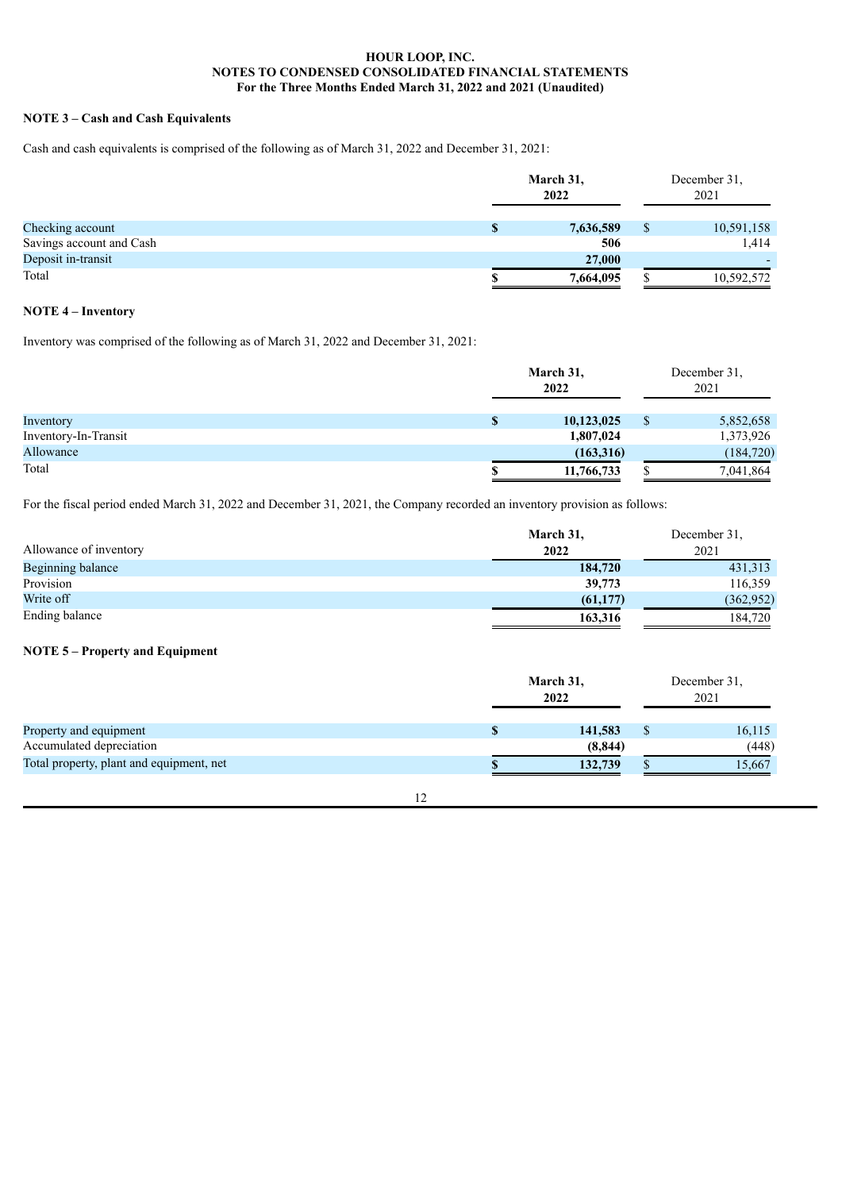**HOUR LOOP, INC.**
**NOTES TO CONDENSED CONSOLIDATED FINANCIAL STATEMENTS**
**For the Three Months Ended March 31, 2022 and 2021 (Unaudited)**

**NOTE 3 – Cash and Cash Equivalents**

Cash and cash equivalents is comprised of the following as of March 31, 2022 and December 31, 2021:

| | March 31, 2022 | December 31, 2021 |
|---|---|---|
| Checking account | $ 7,636,589 | $ 10,591,158 |
| Savings account and Cash | 506 | 1,414 |
| Deposit in-transit | 27,000 | - |
| Total | $ 7,664,095 | $ 10,592,572 |

**NOTE 4 – Inventory**

Inventory was comprised of the following as of March 31, 2022 and December 31, 2021:

| | March 31, 2022 | December 31, 2021 |
|---|---|---|
| Inventory | $ 10,123,025 | $ 5,852,658 |
| Inventory-In-Transit | 1,807,024 | 1,373,926 |
| Allowance | (163,316) | (184,720) |
| Total | $ 11,766,733 | $ 7,041,864 |

For the fiscal period ended March 31, 2022 and December 31, 2021, the Company recorded an inventory provision as follows:

| Allowance of inventory | March 31, 2022 | December 31, 2021 |
|---|---|---|
| Beginning balance | 184,720 | 431,313 |
| Provision | 39,773 | 116,359 |
| Write off | (61,177) | (362,952) |
| Ending balance | 163,316 | 184,720 |

**NOTE 5 – Property and Equipment**

| | March 31, 2022 | December 31, 2021 |
|---|---|---|
| Property and equipment | $ 141,583 | $ 16,115 |
| Accumulated depreciation | (8,844) | (448) |
| Total property, plant and equipment, net | $ 132,739 | $ 15,667 |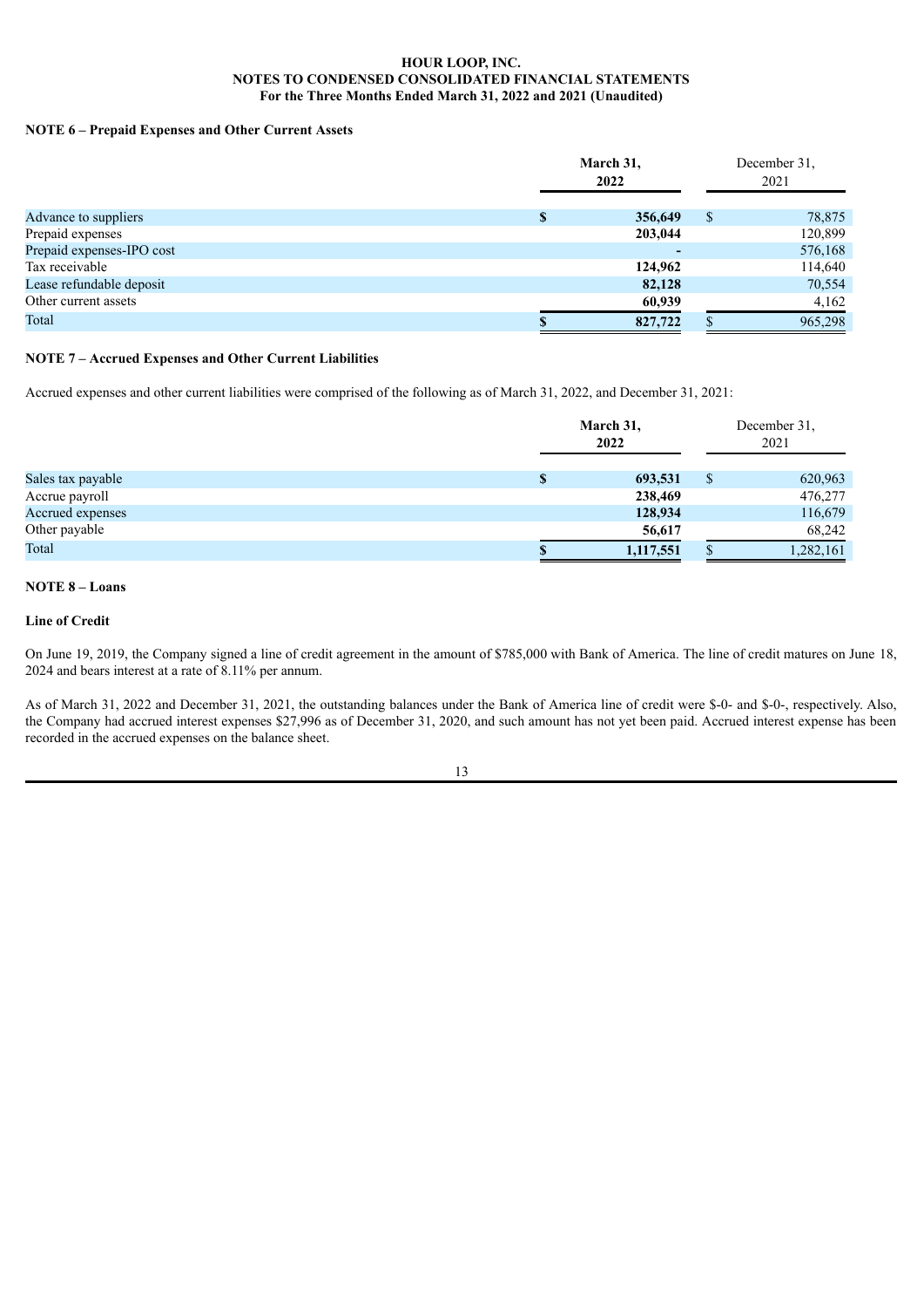## NOTE 6 – Prepaid Expenses and Other Current Assets

| | March 31, 2022 | December 31, 2021 |
|---|---|---|
| Advance to suppliers | $ 356,649 | $ 78,875 |
| Prepaid expenses | 203,044 | 120,899 |
| Prepaid expenses-IPO cost | - | 576,168 |
| Tax receivable | 124,962 | 114,640 |
| Lease refundable deposit | 82,128 | 70,554 |
| Other current assets | 60,939 | 4,162 |
| Total | $ 827,722 | $ 965,298 |

## NOTE 7 – Accrued Expenses and Other Current Liabilities

Accrued expenses and other current liabilities were comprised of the following as of March 31, 2022, and December 31, 2021:

| | March 31, 2022 | December 31, 2021 |
|---|---|---|
| Sales tax payable | $ 693,531 | $ 620,963 |
| Accrue payroll | 238,469 | 476,277 |
| Accrued expenses | 128,934 | 116,679 |
| Other payable | 56,617 | 68,242 |
| Total | $ 1,117,551 | $ 1,282,161 |

## NOTE 8 – Loans

### Line of Credit

On June 19, 2019, the Company signed a line of credit agreement in the amount of $785,000 with Bank of America. The line of credit matures on June 18, 2024 and bears interest at a rate of 8.11% per annum.

As of March 31, 2022 and December 31, 2021, the outstanding balances under the Bank of America line of credit were $-0- and $-0-, respectively. Also, the Company had accrued interest expenses $27,996 as of December 31, 2020, and such amount has not yet been paid. Accrued interest expense has been recorded in the accrued expenses on the balance sheet.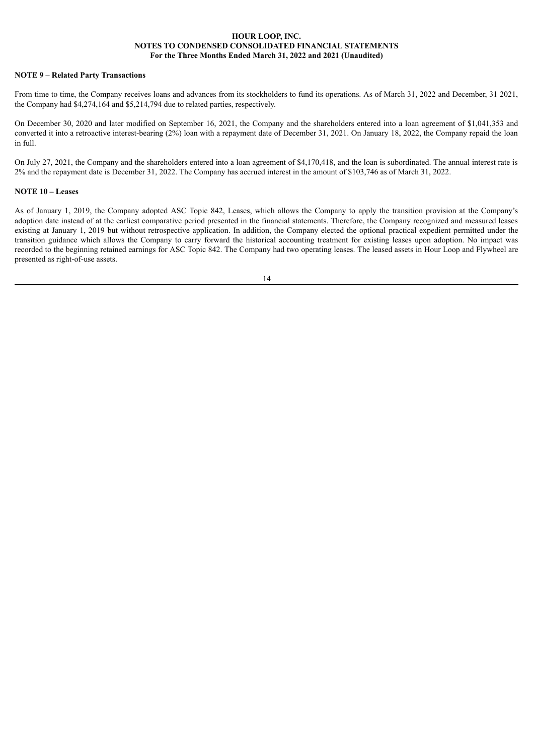**NOTE 9 – Related Party Transactions**

From time to time, the Company receives loans and advances from its stockholders to fund its operations. As of March 31, 2022 and December, 31 2021, the Company had $4,274,164 and $5,214,794 due to related parties, respectively.

On December 30, 2020 and later modified on September 16, 2021, the Company and the shareholders entered into a loan agreement of $1,041,353 and converted it into a retroactive interest-bearing (2%) loan with a repayment date of December 31, 2021. On January 18, 2022, the Company repaid the loan in full.

On July 27, 2021, the Company and the shareholders entered into a loan agreement of $4,170,418, and the loan is subordinated. The annual interest rate is 2% and the repayment date is December 31, 2022. The Company has accrued interest in the amount of $103,746 as of March 31, 2022.

**NOTE 10 – Leases**

As of January 1, 2019, the Company adopted ASC Topic 842, Leases, which allows the Company to apply the transition provision at the Company's adoption date instead of at the earliest comparative period presented in the financial statements. Therefore, the Company recognized and measured leases existing at January 1, 2019 but without retrospective application. In addition, the Company elected the optional practical expedient permitted under the transition guidance which allows the Company to carry forward the historical accounting treatment for existing leases upon adoption. No impact was recorded to the beginning retained earnings for ASC Topic 842. The Company had two operating leases. The leased assets in Hour Loop and Flywheel are presented as right-of-use assets.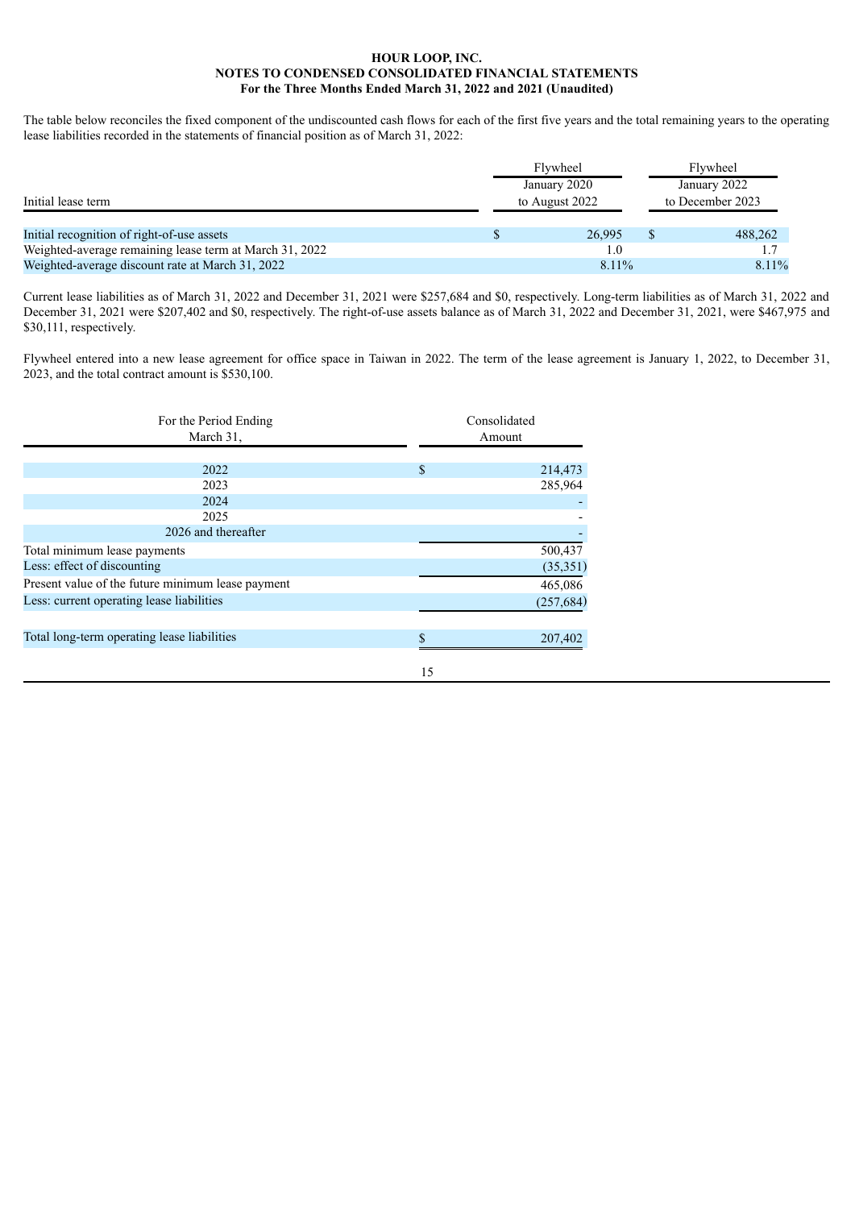# HOUR LOOP, INC.
## NOTES TO CONDENSED CONSOLIDATED FINANCIAL STATEMENTS
### For the Three Months Ended March 31, 2022 and 2021 (Unaudited)

The table below reconciles the fixed component of the undiscounted cash flows for each of the first five years and the total remaining years to the operating lease liabilities recorded in the statements of financial position as of March 31, 2022:

| Initial lease term | Flywheel January 2020 to August 2022 | Flywheel January 2022 to December 2023 |
|---|---|---|
| Initial recognition of right-of-use assets | $ 26,995 | $ 488,262 |
| Weighted-average remaining lease term at March 31, 2022 | 1.0 | 1.7 |
| Weighted-average discount rate at March 31, 2022 | 8.11% | 8.11% |

Current lease liabilities as of March 31, 2022 and December 31, 2021 were $257,684 and $0, respectively. Long-term liabilities as of March 31, 2022 and December 31, 2021 were $207,402 and $0, respectively. The right-of-use assets balance as of March 31, 2022 and December 31, 2021, were $467,975 and $30,111, respectively.

Flywheel entered into a new lease agreement for office space in Taiwan in 2022. The term of the lease agreement is January 1, 2022, to December 31, 2023, and the total contract amount is $530,100.

| For the Period Ending March 31, | Consolidated Amount |
|---|---|
| 2022 | $ 214,473 |
| 2023 | 285,964 |
| 2024 | - |
| 2025 | - |
| 2026 and thereafter | - |
| Total minimum lease payments | 500,437 |
| Less: effect of discounting | (35,351) |
| Present value of the future minimum lease payment | 465,086 |
| Less: current operating lease liabilities | (257,684) |
| Total long-term operating lease liabilities | $ 207,402 |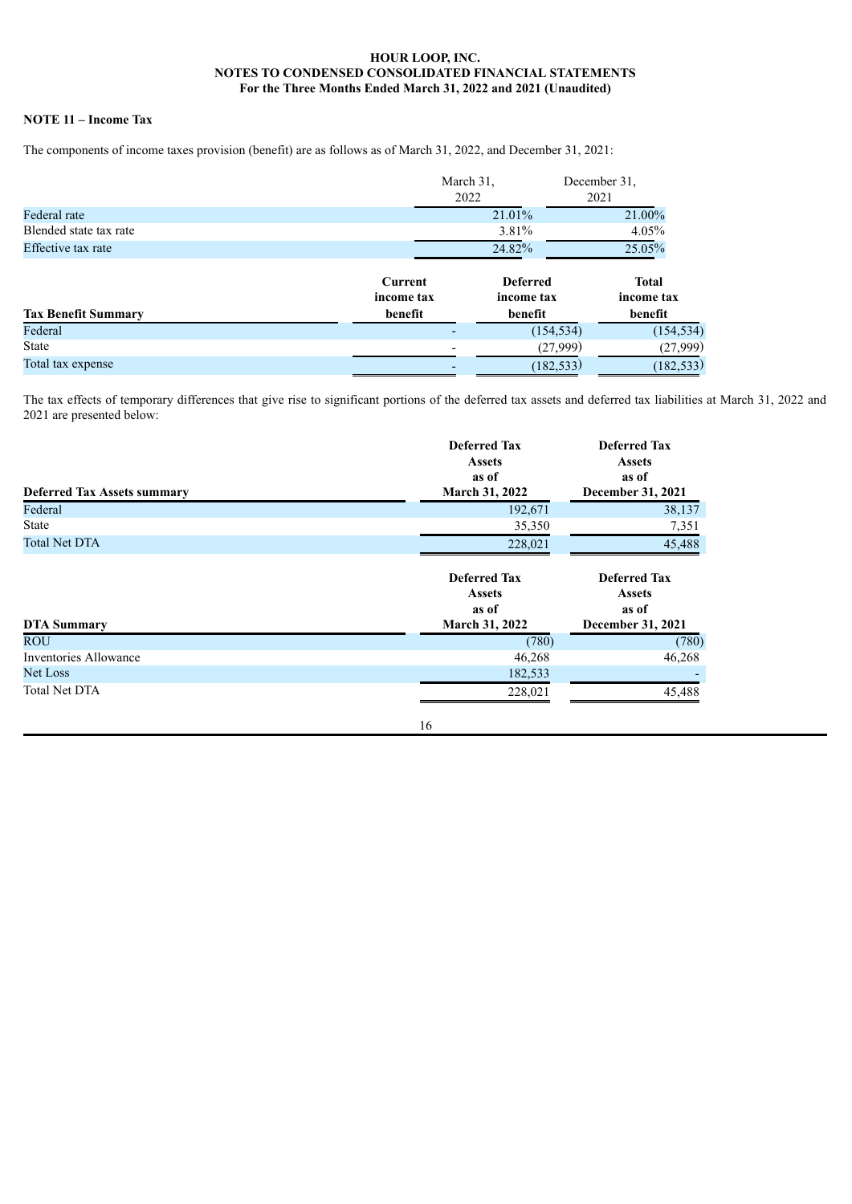**HOUR LOOP, INC.**
**NOTES TO CONDENSED CONSOLIDATED FINANCIAL STATEMENTS**
**For the Three Months Ended March 31, 2022 and 2021 (Unaudited)**

### NOTE 11 – Income Tax

The components of income taxes provision (benefit) are as follows as of March 31, 2022, and December 31, 2021:

| | March 31, 2022 | December 31, 2021 |
|---|---|---|
| Federal rate | 21.01% | 21.00% |
| Blended state tax rate | 3.81% | 4.05% |
| Effective tax rate | 24.82% | 25.05% |

| Tax Benefit Summary | Current income tax benefit | Deferred income tax benefit | Total income tax benefit |
|---|---|---|---|
| Federal | - | (154,534) | (154,534) |
| State | - | (27,999) | (27,999) |
| Total tax expense | - | (182,533) | (182,533) |

The tax effects of temporary differences that give rise to significant portions of the deferred tax assets and deferred tax liabilities at March 31, 2022 and 2021 are presented below:

| Deferred Tax Assets summary | Deferred Tax Assets as of March 31, 2022 | Deferred Tax Assets as of December 31, 2021 |
|---|---|---|
| Federal | 192,671 | 38,137 |
| State | 35,350 | 7,351 |
| Total Net DTA | 228,021 | 45,488 |

| DTA Summary | Deferred Tax Assets as of March 31, 2022 | Deferred Tax Assets as of December 31, 2021 |
|---|---|---|
| ROU | (780) | (780) |
| Inventories Allowance | 46,268 | 46,268 |
| Net Loss | 182,533 | - |
| Total Net DTA | 228,021 | 45,488 |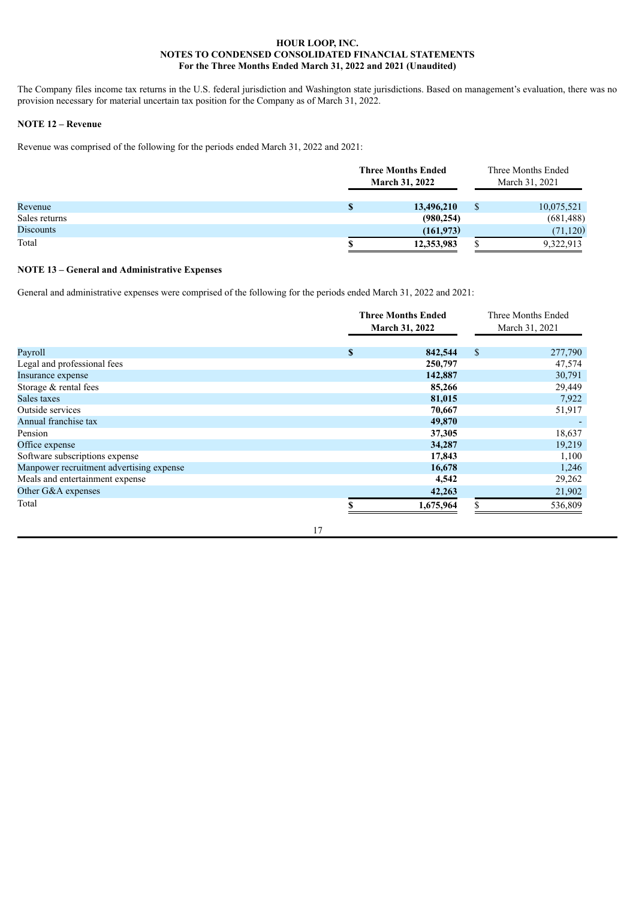The Company files income tax returns in the U.S. federal jurisdiction and Washington state jurisdictions. Based on management's evaluation, there was no provision necessary for material uncertain tax position for the Company as of March 31, 2022.

**NOTE 12 – Revenue**

Revenue was comprised of the following for the periods ended March 31, 2022 and 2021:

| | **Three Months Ended March 31, 2022** | Three Months Ended March 31, 2021 |
|---|---|---|
| Revenue | **$ 13,496,210** | $ 10,075,521 |
| Sales returns | **(980,254)** | (681,488) |
| Discounts | **(161,973)** | (71,120) |
| Total | **$ 12,353,983** | $ 9,322,913 |

**NOTE 13 – General and Administrative Expenses**

General and administrative expenses were comprised of the following for the periods ended March 31, 2022 and 2021:

| | **Three Months Ended March 31, 2022** | Three Months Ended March 31, 2021 |
|---|---|---|
| Payroll | **$ 842,544** | $ 277,790 |
| Legal and professional fees | **250,797** | 47,574 |
| Insurance expense | **142,887** | 30,791 |
| Storage & rental fees | **85,266** | 29,449 |
| Sales taxes | **81,015** | 7,922 |
| Outside services | **70,667** | 51,917 |
| Annual franchise tax | **49,870** | - |
| Pension | **37,305** | 18,637 |
| Office expense | **34,287** | 19,219 |
| Software subscriptions expense | **17,843** | 1,100 |
| Manpower recruitment advertising expense | **16,678** | 1,246 |
| Meals and entertainment expense | **4,542** | 29,262 |
| Other G&A expenses | **42,263** | 21,902 |
| Total | **$ 1,675,964** | $ 536,809 |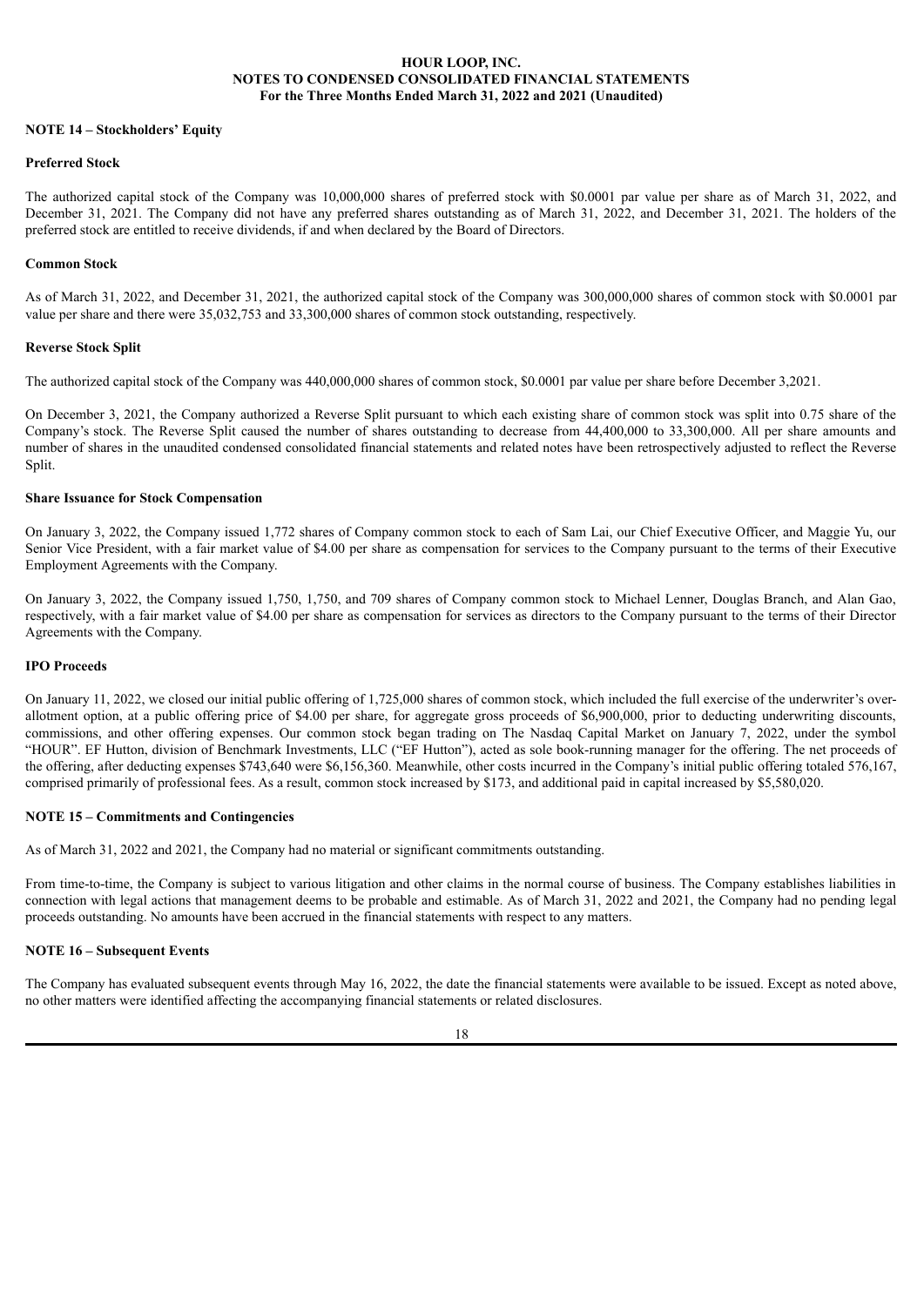# HOUR LOOP, INC.
## NOTES TO CONDENSED CONSOLIDATED FINANCIAL STATEMENTS
### For the Three Months Ended March 31, 2022 and 2021 (Unaudited)

**NOTE 14 – Stockholders' Equity**

**Preferred Stock**

The authorized capital stock of the Company was 10,000,000 shares of preferred stock with $0.0001 par value per share as of March 31, 2022, and December 31, 2021. The Company did not have any preferred shares outstanding as of March 31, 2022, and December 31, 2021. The holders of the preferred stock are entitled to receive dividends, if and when declared by the Board of Directors.

**Common Stock**

As of March 31, 2022, and December 31, 2021, the authorized capital stock of the Company was 300,000,000 shares of common stock with $0.0001 par value per share and there were 35,032,753 and 33,300,000 shares of common stock outstanding, respectively.

**Reverse Stock Split**

The authorized capital stock of the Company was 440,000,000 shares of common stock, $0.0001 par value per share before December 3,2021.

On December 3, 2021, the Company authorized a Reverse Split pursuant to which each existing share of common stock was split into 0.75 share of the Company's stock. The Reverse Split caused the number of shares outstanding to decrease from 44,400,000 to 33,300,000. All per share amounts and number of shares in the unaudited condensed consolidated financial statements and related notes have been retrospectively adjusted to reflect the Reverse Split.

**Share Issuance for Stock Compensation**

On January 3, 2022, the Company issued 1,772 shares of Company common stock to each of Sam Lai, our Chief Executive Officer, and Maggie Yu, our Senior Vice President, with a fair market value of $4.00 per share as compensation for services to the Company pursuant to the terms of their Executive Employment Agreements with the Company.

On January 3, 2022, the Company issued 1,750, 1,750, and 709 shares of Company common stock to Michael Lenner, Douglas Branch, and Alan Gao, respectively, with a fair market value of $4.00 per share as compensation for services as directors to the Company pursuant to the terms of their Director Agreements with the Company.

**IPO Proceeds**

On January 11, 2022, we closed our initial public offering of 1,725,000 shares of common stock, which included the full exercise of the underwriter's over-allotment option, at a public offering price of $4.00 per share, for aggregate gross proceeds of $6,900,000, prior to deducting underwriting discounts, commissions, and other offering expenses. Our common stock began trading on The Nasdaq Capital Market on January 7, 2022, under the symbol "HOUR". EF Hutton, division of Benchmark Investments, LLC ("EF Hutton"), acted as sole book-running manager for the offering. The net proceeds of the offering, after deducting expenses $743,640 were $6,156,360. Meanwhile, other costs incurred in the Company's initial public offering totaled 576,167, comprised primarily of professional fees. As a result, common stock increased by $173, and additional paid in capital increased by $5,580,020.

**NOTE 15 – Commitments and Contingencies**

As of March 31, 2022 and 2021, the Company had no material or significant commitments outstanding.

From time-to-time, the Company is subject to various litigation and other claims in the normal course of business. The Company establishes liabilities in connection with legal actions that management deems to be probable and estimable. As of March 31, 2022 and 2021, the Company had no pending legal proceeds outstanding. No amounts have been accrued in the financial statements with respect to any matters.

**NOTE 16 – Subsequent Events**

The Company has evaluated subsequent events through May 16, 2022, the date the financial statements were available to be issued. Except as noted above, no other matters were identified affecting the accompanying financial statements or related disclosures.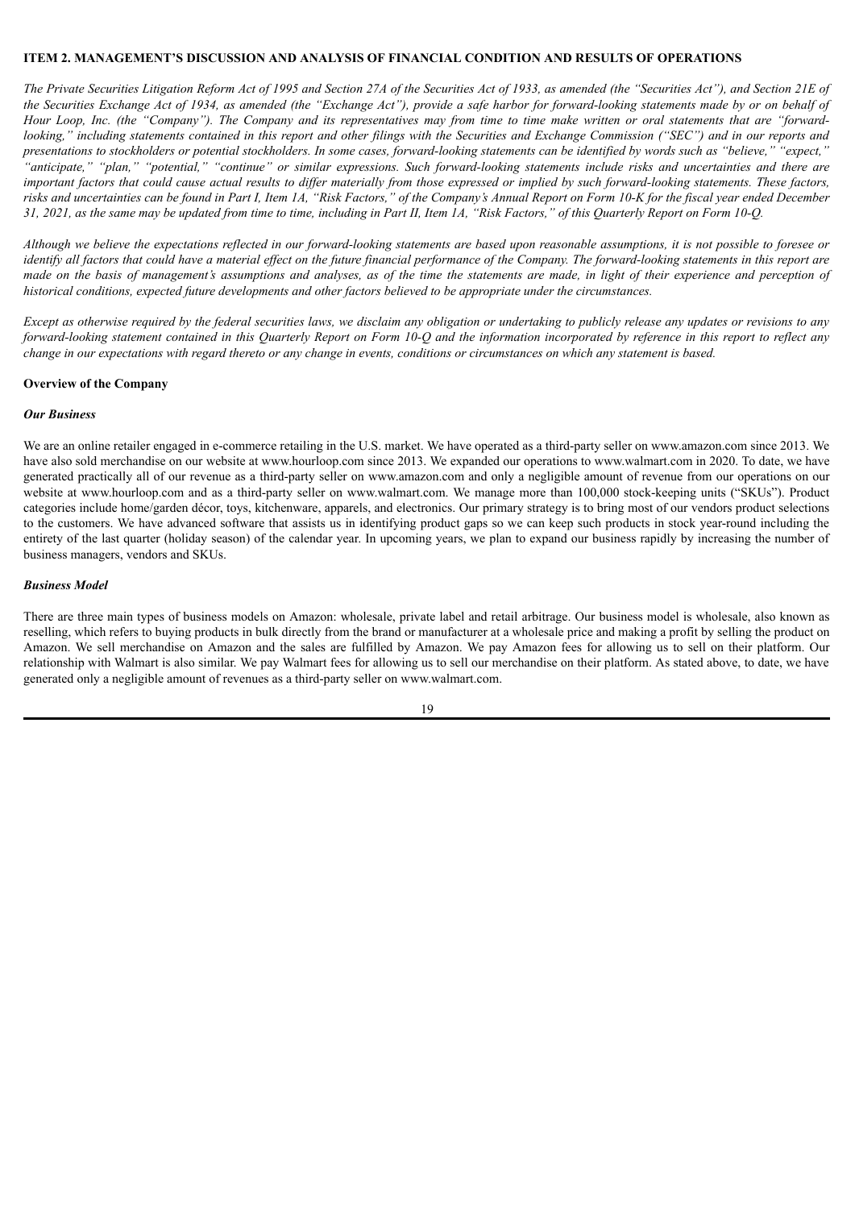## ITEM 2. MANAGEMENT'S DISCUSSION AND ANALYSIS OF FINANCIAL CONDITION AND RESULTS OF OPERATIONS

*The Private Securities Litigation Reform Act of 1995 and Section 27A of the Securities Act of 1933, as amended (the "Securities Act"), and Section 21E of the Securities Exchange Act of 1934, as amended (the "Exchange Act"), provide a safe harbor for forward-looking statements made by or on behalf of Hour Loop, Inc. (the "Company"). The Company and its representatives may from time to time make written or oral statements that are "forward-looking," including statements contained in this report and other filings with the Securities and Exchange Commission ("SEC") and in our reports and presentations to stockholders or potential stockholders. In some cases, forward-looking statements can be identified by words such as "believe," "expect," "anticipate," "plan," "potential," "continue" or similar expressions. Such forward-looking statements include risks and uncertainties and there are important factors that could cause actual results to differ materially from those expressed or implied by such forward-looking statements. These factors, risks and uncertainties can be found in Part I, Item 1A, "Risk Factors," of the Company's Annual Report on Form 10-K for the fiscal year ended December 31, 2021, as the same may be updated from time to time, including in Part II, Item 1A, "Risk Factors," of this Quarterly Report on Form 10-Q.*

*Although we believe the expectations reflected in our forward-looking statements are based upon reasonable assumptions, it is not possible to foresee or identify all factors that could have a material effect on the future financial performance of the Company. The forward-looking statements in this report are made on the basis of management's assumptions and analyses, as of the time the statements are made, in light of their experience and perception of historical conditions, expected future developments and other factors believed to be appropriate under the circumstances.*

*Except as otherwise required by the federal securities laws, we disclaim any obligation or undertaking to publicly release any updates or revisions to any forward-looking statement contained in this Quarterly Report on Form 10-Q and the information incorporated by reference in this report to reflect any change in our expectations with regard thereto or any change in events, conditions or circumstances on which any statement is based.*

### Overview of the Company

#### *Our Business*

We are an online retailer engaged in e-commerce retailing in the U.S. market. We have operated as a third-party seller on www.amazon.com since 2013. We have also sold merchandise on our website at www.hourloop.com since 2013. We expanded our operations to www.walmart.com in 2020. To date, we have generated practically all of our revenue as a third-party seller on www.amazon.com and only a negligible amount of revenue from our operations on our website at www.hourloop.com and as a third-party seller on www.walmart.com. We manage more than 100,000 stock-keeping units ("SKUs"). Product categories include home/garden décor, toys, kitchenware, apparels, and electronics. Our primary strategy is to bring most of our vendors product selections to the customers. We have advanced software that assists us in identifying product gaps so we can keep such products in stock year-round including the entirety of the last quarter (holiday season) of the calendar year. In upcoming years, we plan to expand our business rapidly by increasing the number of business managers, vendors and SKUs.

#### *Business Model*

There are three main types of business models on Amazon: wholesale, private label and retail arbitrage. Our business model is wholesale, also known as reselling, which refers to buying products in bulk directly from the brand or manufacturer at a wholesale price and making a profit by selling the product on Amazon. We sell merchandise on Amazon and the sales are fulfilled by Amazon. We pay Amazon fees for allowing us to sell on their platform. Our relationship with Walmart is also similar. We pay Walmart fees for allowing us to sell our merchandise on their platform. As stated above, to date, we have generated only a negligible amount of revenues as a third-party seller on www.walmart.com.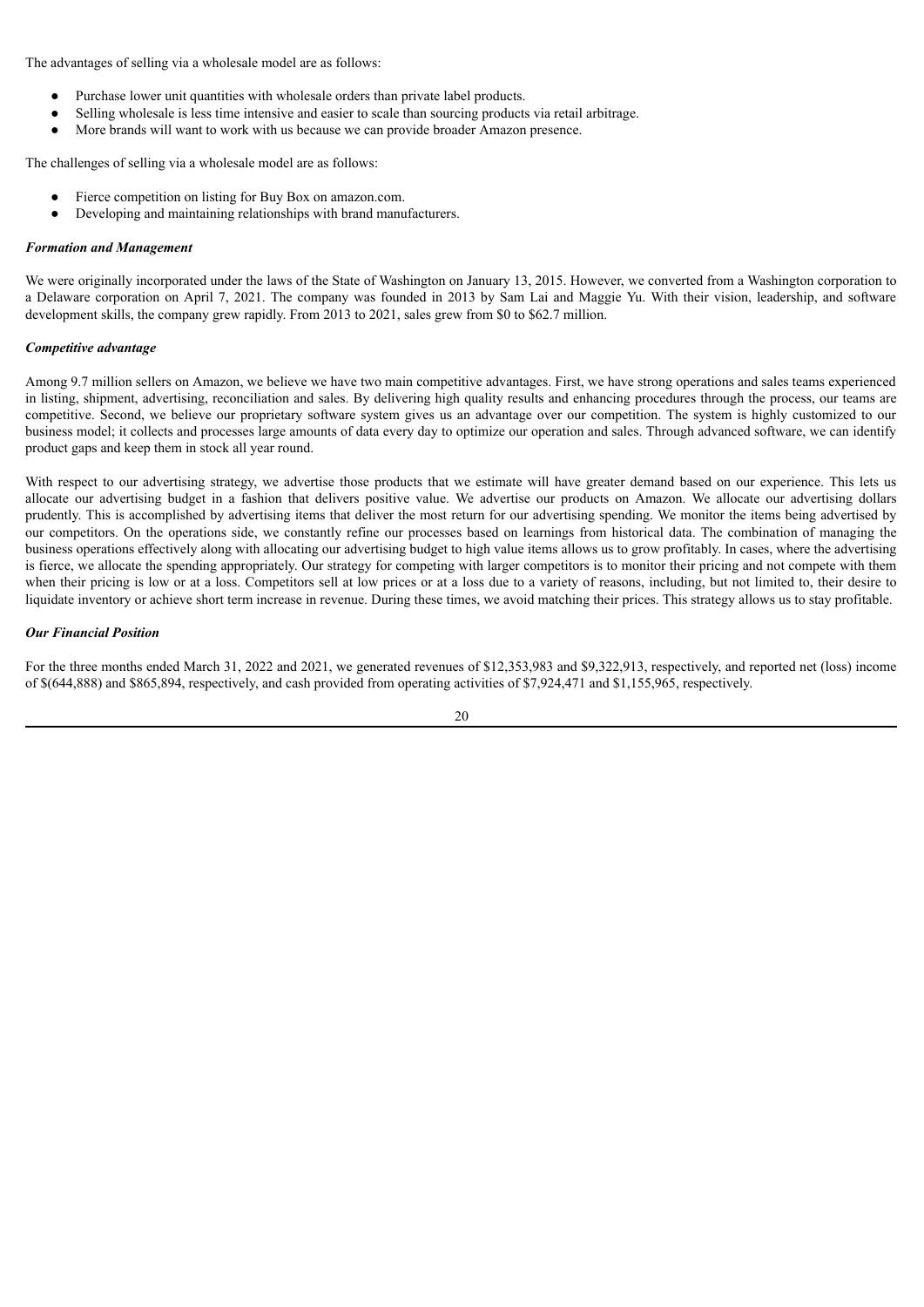The advantages of selling via a wholesale model are as follows:

- Purchase lower unit quantities with wholesale orders than private label products.
- Selling wholesale is less time intensive and easier to scale than sourcing products via retail arbitrage.
- More brands will want to work with us because we can provide broader Amazon presence.

The challenges of selling via a wholesale model are as follows:

- Fierce competition on listing for Buy Box on amazon.com.
- Developing and maintaining relationships with brand manufacturers.

***Formation and Management***

We were originally incorporated under the laws of the State of Washington on January 13, 2015. However, we converted from a Washington corporation to a Delaware corporation on April 7, 2021. The company was founded in 2013 by Sam Lai and Maggie Yu. With their vision, leadership, and software development skills, the company grew rapidly. From 2013 to 2021, sales grew from $0 to $62.7 million.

***Competitive advantage***

Among 9.7 million sellers on Amazon, we believe we have two main competitive advantages. First, we have strong operations and sales teams experienced in listing, shipment, advertising, reconciliation and sales. By delivering high quality results and enhancing procedures through the process, our teams are competitive. Second, we believe our proprietary software system gives us an advantage over our competition. The system is highly customized to our business model; it collects and processes large amounts of data every day to optimize our operation and sales. Through advanced software, we can identify product gaps and keep them in stock all year round.

With respect to our advertising strategy, we advertise those products that we estimate will have greater demand based on our experience. This lets us allocate our advertising budget in a fashion that delivers positive value. We advertise our products on Amazon. We allocate our advertising dollars prudently. This is accomplished by advertising items that deliver the most return for our advertising spending. We monitor the items being advertised by our competitors. On the operations side, we constantly refine our processes based on learnings from historical data. The combination of managing the business operations effectively along with allocating our advertising budget to high value items allows us to grow profitably. In cases, where the advertising is fierce, we allocate the spending appropriately. Our strategy for competing with larger competitors is to monitor their pricing and not compete with them when their pricing is low or at a loss. Competitors sell at low prices or at a loss due to a variety of reasons, including, but not limited to, their desire to liquidate inventory or achieve short term increase in revenue. During these times, we avoid matching their prices. This strategy allows us to stay profitable.

***Our Financial Position***

For the three months ended March 31, 2022 and 2021, we generated revenues of $12,353,983 and $9,322,913, respectively, and reported net (loss) income of $(644,888) and $865,894, respectively, and cash provided from operating activities of $7,924,471 and $1,155,965, respectively.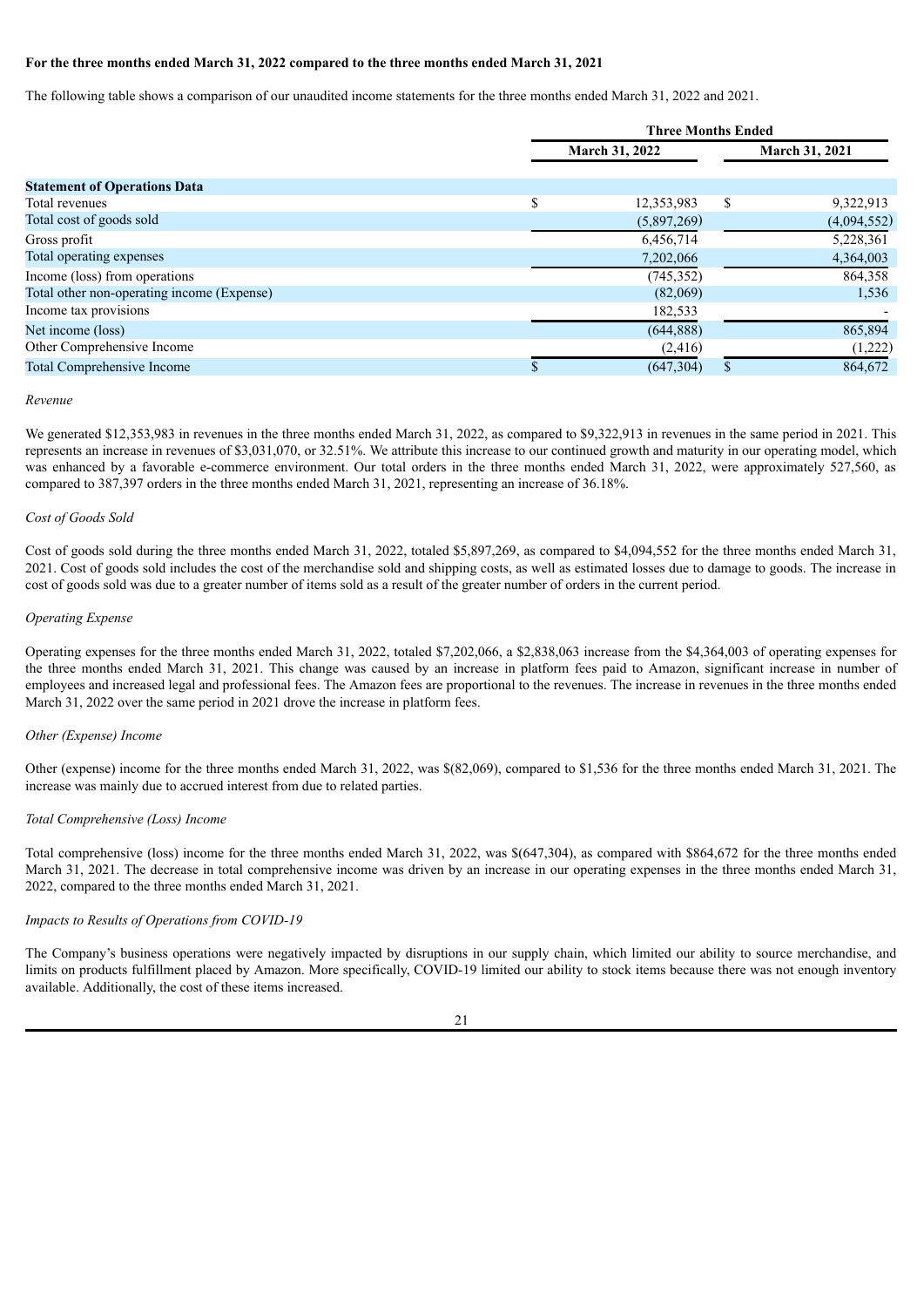**For the three months ended March 31, 2022 compared to the three months ended March 31, 2021**

The following table shows a comparison of our unaudited income statements for the three months ended March 31, 2022 and 2021.

| | Three Months Ended | |
|---|---|---|
| | March 31, 2022 | March 31, 2021 |
| **Statement of Operations Data** | | |
| Total revenues | $ 12,353,983 | $ 9,322,913 |
| Total cost of goods sold | (5,897,269) | (4,094,552) |
| Gross profit | 6,456,714 | 5,228,361 |
| Total operating expenses | 7,202,066 | 4,364,003 |
| Income (loss) from operations | (745,352) | 864,358 |
| Total other non-operating income (Expense) | (82,069) | 1,536 |
| Income tax provisions | 182,533 | - |
| Net income (loss) | (644,888) | 865,894 |
| Other Comprehensive Income | (2,416) | (1,222) |
| Total Comprehensive Income | $ (647,304) | $ 864,672 |

*Revenue*

We generated $12,353,983 in revenues in the three months ended March 31, 2022, as compared to $9,322,913 in revenues in the same period in 2021. This represents an increase in revenues of $3,031,070, or 32.51%. We attribute this increase to our continued growth and maturity in our operating model, which was enhanced by a favorable e-commerce environment. Our total orders in the three months ended March 31, 2022, were approximately 527,560, as compared to 387,397 orders in the three months ended March 31, 2021, representing an increase of 36.18%.

*Cost of Goods Sold*

Cost of goods sold during the three months ended March 31, 2022, totaled $5,897,269, as compared to $4,094,552 for the three months ended March 31, 2021. Cost of goods sold includes the cost of the merchandise sold and shipping costs, as well as estimated losses due to damage to goods. The increase in cost of goods sold was due to a greater number of items sold as a result of the greater number of orders in the current period.

*Operating Expense*

Operating expenses for the three months ended March 31, 2022, totaled $7,202,066, a $2,838,063 increase from the $4,364,003 of operating expenses for the three months ended March 31, 2021. This change was caused by an increase in platform fees paid to Amazon, significant increase in number of employees and increased legal and professional fees. The Amazon fees are proportional to the revenues. The increase in revenues in the three months ended March 31, 2022 over the same period in 2021 drove the increase in platform fees.

*Other (Expense) Income*

Other (expense) income for the three months ended March 31, 2022, was $(82,069), compared to $1,536 for the three months ended March 31, 2021. The increase was mainly due to accrued interest from due to related parties.

*Total Comprehensive (Loss) Income*

Total comprehensive (loss) income for the three months ended March 31, 2022, was $(647,304), as compared with $864,672 for the three months ended March 31, 2021. The decrease in total comprehensive income was driven by an increase in our operating expenses in the three months ended March 31, 2022, compared to the three months ended March 31, 2021.

*Impacts to Results of Operations from COVID-19*

The Company's business operations were negatively impacted by disruptions in our supply chain, which limited our ability to source merchandise, and limits on products fulfillment placed by Amazon. More specifically, COVID-19 limited our ability to stock items because there was not enough inventory available. Additionally, the cost of these items increased.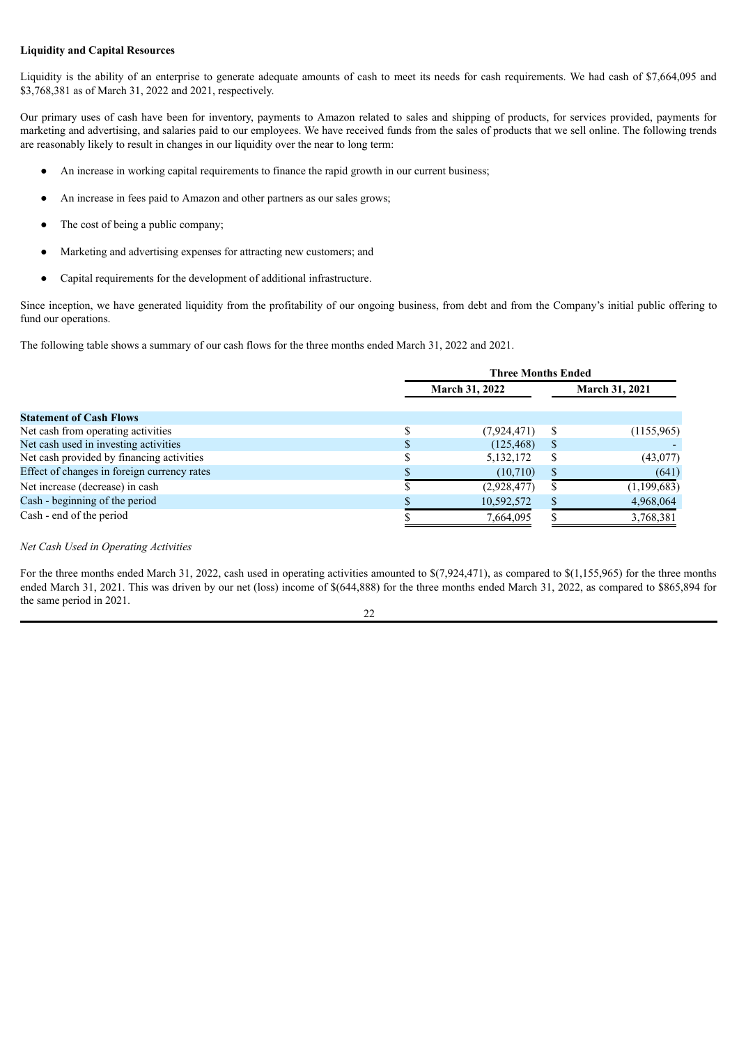**Liquidity and Capital Resources**

Liquidity is the ability of an enterprise to generate adequate amounts of cash to meet its needs for cash requirements. We had cash of $7,664,095 and $3,768,381 as of March 31, 2022 and 2021, respectively.

Our primary uses of cash have been for inventory, payments to Amazon related to sales and shipping of products, for services provided, payments for marketing and advertising, and salaries paid to our employees. We have received funds from the sales of products that we sell online. The following trends are reasonably likely to result in changes in our liquidity over the near to long term:

- An increase in working capital requirements to finance the rapid growth in our current business;
- An increase in fees paid to Amazon and other partners as our sales grows;
- The cost of being a public company;
- Marketing and advertising expenses for attracting new customers; and
- Capital requirements for the development of additional infrastructure.

Since inception, we have generated liquidity from the profitability of our ongoing business, from debt and from the Company's initial public offering to fund our operations.

The following table shows a summary of our cash flows for the three months ended March 31, 2022 and 2021.

| | Three Months Ended | |
|---|---|---|
| | March 31, 2022 | March 31, 2021 |
| **Statement of Cash Flows** | | |
| Net cash from operating activities | $ (7,924,471) | $ (1155,965) |
| Net cash used in investing activities | $ (125,468) | $ - |
| Net cash provided by financing activities | $ 5,132,172 | $ (43,077) |
| Effect of changes in foreign currency rates | $ (10,710) | $ (641) |
| Net increase (decrease) in cash | $ (2,928,477) | $ (1,199,683) |
| Cash - beginning of the period | $ 10,592,572 | $ 4,968,064 |
| Cash - end of the period | $ 7,664,095 | $ 3,768,381 |

*Net Cash Used in Operating Activities*

For the three months ended March 31, 2022, cash used in operating activities amounted to $(7,924,471), as compared to $(1,155,965) for the three months ended March 31, 2021. This was driven by our net (loss) income of $(644,888) for the three months ended March 31, 2022, as compared to $865,894 for the same period in 2021.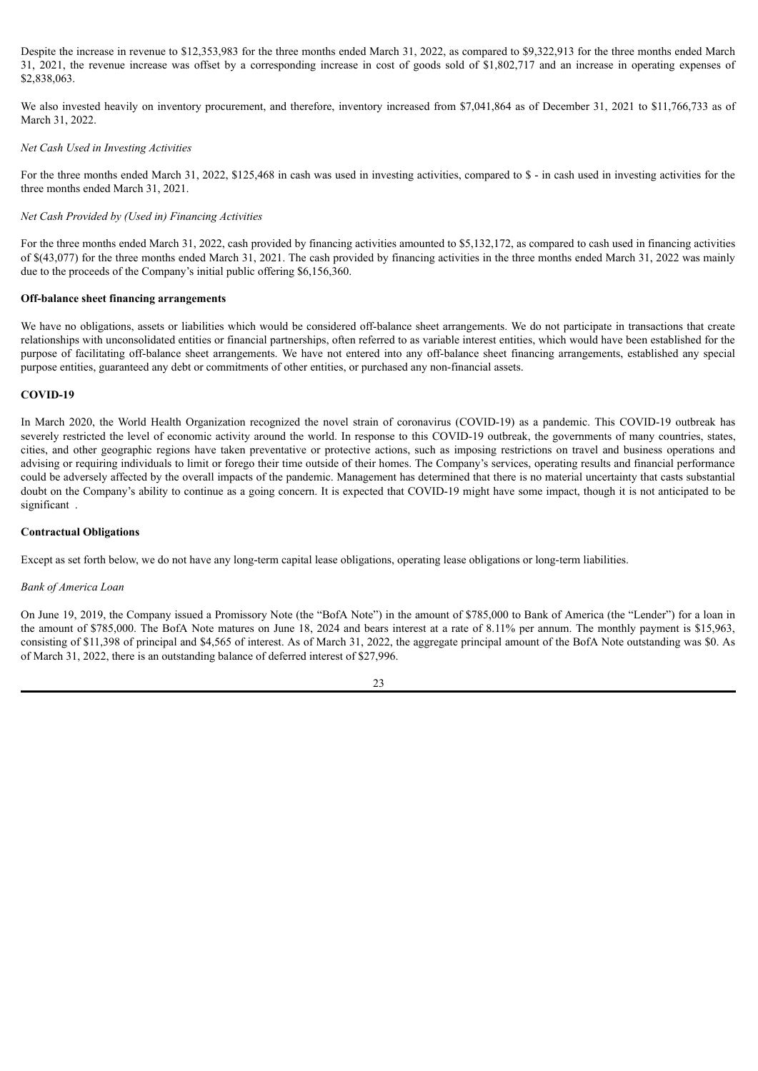Despite the increase in revenue to $12,353,983 for the three months ended March 31, 2022, as compared to $9,322,913 for the three months ended March 31, 2021, the revenue increase was offset by a corresponding increase in cost of goods sold of $1,802,717 and an increase in operating expenses of $2,838,063.

We also invested heavily on inventory procurement, and therefore, inventory increased from $7,041,864 as of December 31, 2021 to $11,766,733 as of March 31, 2022.

*Net Cash Used in Investing Activities*

For the three months ended March 31, 2022, $125,468 in cash was used in investing activities, compared to $ - in cash used in investing activities for the three months ended March 31, 2021.

*Net Cash Provided by (Used in) Financing Activities*

For the three months ended March 31, 2022, cash provided by financing activities amounted to $5,132,172, as compared to cash used in financing activities of $(43,077) for the three months ended March 31, 2021. The cash provided by financing activities in the three months ended March 31, 2022 was mainly due to the proceeds of the Company's initial public offering $6,156,360.

**Off-balance sheet financing arrangements**

We have no obligations, assets or liabilities which would be considered off-balance sheet arrangements. We do not participate in transactions that create relationships with unconsolidated entities or financial partnerships, often referred to as variable interest entities, which would have been established for the purpose of facilitating off-balance sheet arrangements. We have not entered into any off-balance sheet financing arrangements, established any special purpose entities, guaranteed any debt or commitments of other entities, or purchased any non-financial assets.

**COVID-19**

In March 2020, the World Health Organization recognized the novel strain of coronavirus (COVID-19) as a pandemic. This COVID-19 outbreak has severely restricted the level of economic activity around the world. In response to this COVID-19 outbreak, the governments of many countries, states, cities, and other geographic regions have taken preventative or protective actions, such as imposing restrictions on travel and business operations and advising or requiring individuals to limit or forego their time outside of their homes. The Company's services, operating results and financial performance could be adversely affected by the overall impacts of the pandemic. Management has determined that there is no material uncertainty that casts substantial doubt on the Company's ability to continue as a going concern. It is expected that COVID-19 might have some impact, though it is not anticipated to be significant .

**Contractual Obligations**

Except as set forth below, we do not have any long-term capital lease obligations, operating lease obligations or long-term liabilities.

*Bank of America Loan*

On June 19, 2019, the Company issued a Promissory Note (the "BofA Note") in the amount of $785,000 to Bank of America (the "Lender") for a loan in the amount of $785,000. The BofA Note matures on June 18, 2024 and bears interest at a rate of 8.11% per annum. The monthly payment is $15,963, consisting of $11,398 of principal and $4,565 of interest. As of March 31, 2022, the aggregate principal amount of the BofA Note outstanding was $0. As of March 31, 2022, there is an outstanding balance of deferred interest of $27,996.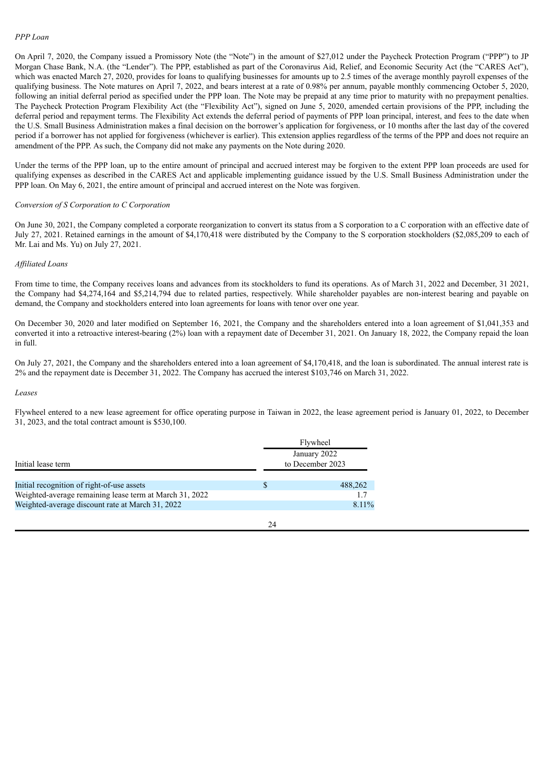*PPP Loan*

On April 7, 2020, the Company issued a Promissory Note (the "Note") in the amount of $27,012 under the Paycheck Protection Program ("PPP") to JP Morgan Chase Bank, N.A. (the "Lender"). The PPP, established as part of the Coronavirus Aid, Relief, and Economic Security Act (the "CARES Act"), which was enacted March 27, 2020, provides for loans to qualifying businesses for amounts up to 2.5 times of the average monthly payroll expenses of the qualifying business. The Note matures on April 7, 2022, and bears interest at a rate of 0.98% per annum, payable monthly commencing October 5, 2020, following an initial deferral period as specified under the PPP loan. The Note may be prepaid at any time prior to maturity with no prepayment penalties. The Paycheck Protection Program Flexibility Act (the "Flexibility Act"), signed on June 5, 2020, amended certain provisions of the PPP, including the deferral period and repayment terms. The Flexibility Act extends the deferral period of payments of PPP loan principal, interest, and fees to the date when the U.S. Small Business Administration makes a final decision on the borrower's application for forgiveness, or 10 months after the last day of the covered period if a borrower has not applied for forgiveness (whichever is earlier). This extension applies regardless of the terms of the PPP and does not require an amendment of the PPP. As such, the Company did not make any payments on the Note during 2020.

Under the terms of the PPP loan, up to the entire amount of principal and accrued interest may be forgiven to the extent PPP loan proceeds are used for qualifying expenses as described in the CARES Act and applicable implementing guidance issued by the U.S. Small Business Administration under the PPP loan. On May 6, 2021, the entire amount of principal and accrued interest on the Note was forgiven.

*Conversion of S Corporation to C Corporation*

On June 30, 2021, the Company completed a corporate reorganization to convert its status from a S corporation to a C corporation with an effective date of July 27, 2021. Retained earnings in the amount of $4,170,418 were distributed by the Company to the S corporation stockholders ($2,085,209 to each of Mr. Lai and Ms. Yu) on July 27, 2021.

*Affiliated Loans*

From time to time, the Company receives loans and advances from its stockholders to fund its operations. As of March 31, 2022 and December, 31 2021, the Company had $4,274,164 and $5,214,794 due to related parties, respectively. While shareholder payables are non-interest bearing and payable on demand, the Company and stockholders entered into loan agreements for loans with tenor over one year.

On December 30, 2020 and later modified on September 16, 2021, the Company and the shareholders entered into a loan agreement of $1,041,353 and converted it into a retroactive interest-bearing (2%) loan with a repayment date of December 31, 2021. On January 18, 2022, the Company repaid the loan in full.

On July 27, 2021, the Company and the shareholders entered into a loan agreement of $4,170,418, and the loan is subordinated. The annual interest rate is 2% and the repayment date is December 31, 2022. The Company has accrued the interest $103,746 on March 31, 2022.

*Leases*

Flywheel entered to a new lease agreement for office operating purpose in Taiwan in 2022, the lease agreement period is January 01, 2022, to December 31, 2023, and the total contract amount is $530,100.

| | Flywheel |
|---|---|
| Initial lease term | January 2022 to December 2023 |
| Initial recognition of right-of-use assets | $ 488,262 |
| Weighted-average remaining lease term at March 31, 2022 | 1.7 |
| Weighted-average discount rate at March 31, 2022 | 8.11% |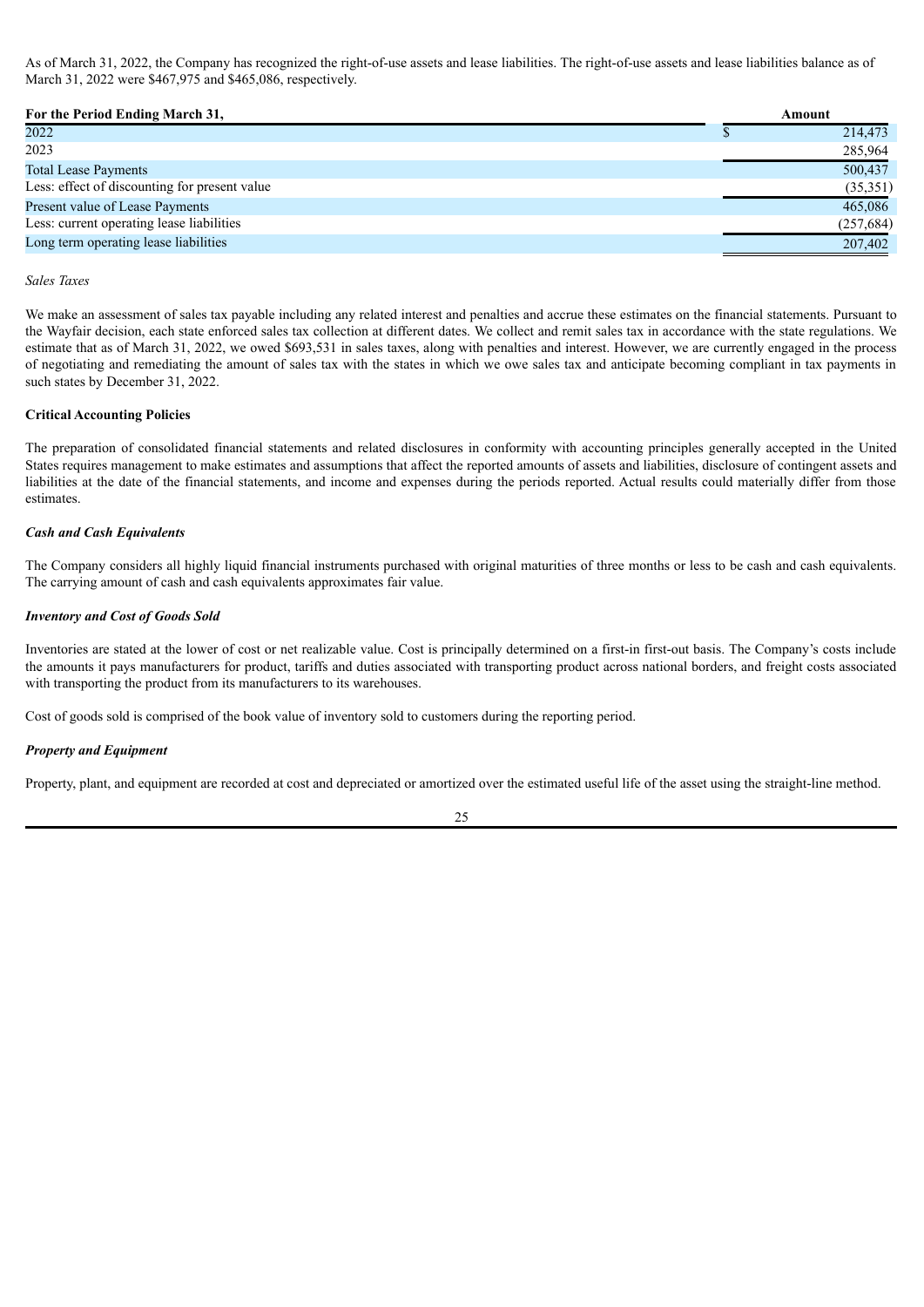As of March 31, 2022, the Company has recognized the right-of-use assets and lease liabilities. The right-of-use assets and lease liabilities balance as of March 31, 2022 were $467,975 and $465,086, respectively.

| For the Period Ending March 31, | Amount |
|---|---|
| 2022 | $ 214,473 |
| 2023 | 285,964 |
| Total Lease Payments | 500,437 |
| Less: effect of discounting for present value | (35,351) |
| Present value of Lease Payments | 465,086 |
| Less: current operating lease liabilities | (257,684) |
| Long term operating lease liabilities | 207,402 |

*Sales Taxes*

We make an assessment of sales tax payable including any related interest and penalties and accrue these estimates on the financial statements. Pursuant to the Wayfair decision, each state enforced sales tax collection at different dates. We collect and remit sales tax in accordance with the state regulations. We estimate that as of March 31, 2022, we owed $693,531 in sales taxes, along with penalties and interest. However, we are currently engaged in the process of negotiating and remediating the amount of sales tax with the states in which we owe sales tax and anticipate becoming compliant in tax payments in such states by December 31, 2022.

**Critical Accounting Policies**

The preparation of consolidated financial statements and related disclosures in conformity with accounting principles generally accepted in the United States requires management to make estimates and assumptions that affect the reported amounts of assets and liabilities, disclosure of contingent assets and liabilities at the date of the financial statements, and income and expenses during the periods reported. Actual results could materially differ from those estimates.

***Cash and Cash Equivalents***

The Company considers all highly liquid financial instruments purchased with original maturities of three months or less to be cash and cash equivalents. The carrying amount of cash and cash equivalents approximates fair value.

***Inventory and Cost of Goods Sold***

Inventories are stated at the lower of cost or net realizable value. Cost is principally determined on a first-in first-out basis. The Company's costs include the amounts it pays manufacturers for product, tariffs and duties associated with transporting product across national borders, and freight costs associated with transporting the product from its manufacturers to its warehouses.

Cost of goods sold is comprised of the book value of inventory sold to customers during the reporting period.

***Property and Equipment***

Property, plant, and equipment are recorded at cost and depreciated or amortized over the estimated useful life of the asset using the straight-line method.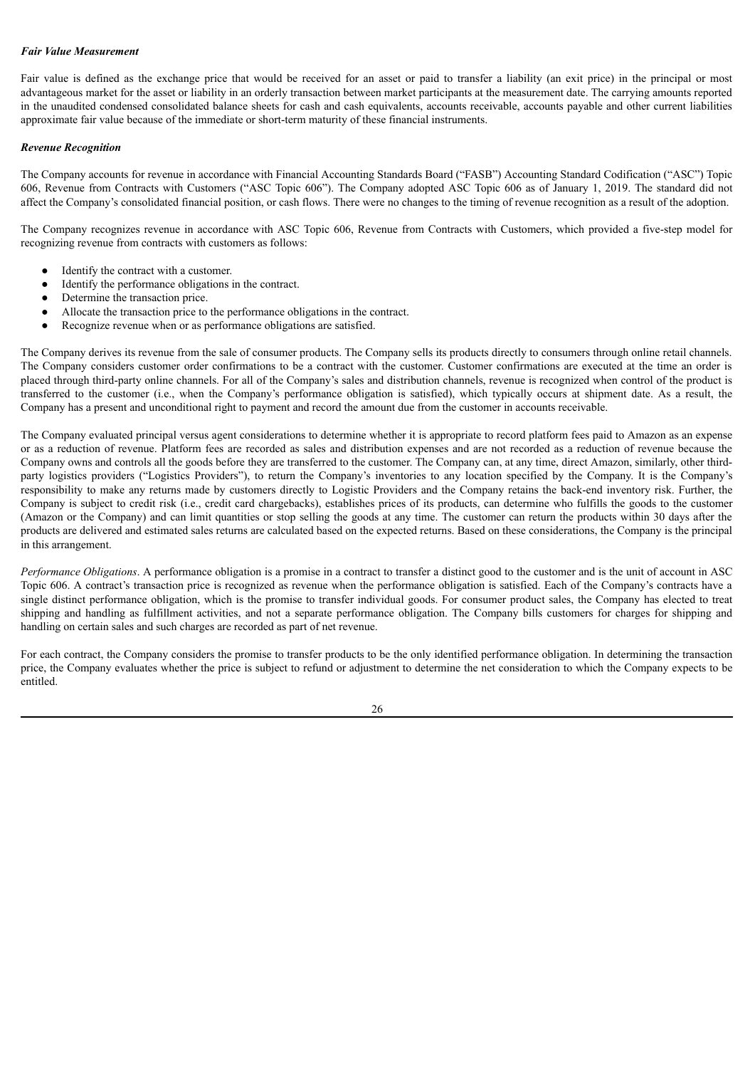***Fair Value Measurement***

Fair value is defined as the exchange price that would be received for an asset or paid to transfer a liability (an exit price) in the principal or most advantageous market for the asset or liability in an orderly transaction between market participants at the measurement date. The carrying amounts reported in the unaudited condensed consolidated balance sheets for cash and cash equivalents, accounts receivable, accounts payable and other current liabilities approximate fair value because of the immediate or short-term maturity of these financial instruments.

***Revenue Recognition***

The Company accounts for revenue in accordance with Financial Accounting Standards Board ("FASB") Accounting Standard Codification ("ASC") Topic 606, Revenue from Contracts with Customers ("ASC Topic 606"). The Company adopted ASC Topic 606 as of January 1, 2019. The standard did not affect the Company's consolidated financial position, or cash flows. There were no changes to the timing of revenue recognition as a result of the adoption.

The Company recognizes revenue in accordance with ASC Topic 606, Revenue from Contracts with Customers, which provided a five-step model for recognizing revenue from contracts with customers as follows:

- Identify the contract with a customer.
- Identify the performance obligations in the contract.
- Determine the transaction price.
- Allocate the transaction price to the performance obligations in the contract.
- Recognize revenue when or as performance obligations are satisfied.

The Company derives its revenue from the sale of consumer products. The Company sells its products directly to consumers through online retail channels. The Company considers customer order confirmations to be a contract with the customer. Customer confirmations are executed at the time an order is placed through third-party online channels. For all of the Company's sales and distribution channels, revenue is recognized when control of the product is transferred to the customer (i.e., when the Company's performance obligation is satisfied), which typically occurs at shipment date. As a result, the Company has a present and unconditional right to payment and record the amount due from the customer in accounts receivable.

The Company evaluated principal versus agent considerations to determine whether it is appropriate to record platform fees paid to Amazon as an expense or as a reduction of revenue. Platform fees are recorded as sales and distribution expenses and are not recorded as a reduction of revenue because the Company owns and controls all the goods before they are transferred to the customer. The Company can, at any time, direct Amazon, similarly, other third-party logistics providers ("Logistics Providers"), to return the Company's inventories to any location specified by the Company. It is the Company's responsibility to make any returns made by customers directly to Logistic Providers and the Company retains the back-end inventory risk. Further, the Company is subject to credit risk (i.e., credit card chargebacks), establishes prices of its products, can determine who fulfills the goods to the customer (Amazon or the Company) and can limit quantities or stop selling the goods at any time. The customer can return the products within 30 days after the products are delivered and estimated sales returns are calculated based on the expected returns. Based on these considerations, the Company is the principal in this arrangement.

*Performance Obligations*. A performance obligation is a promise in a contract to transfer a distinct good to the customer and is the unit of account in ASC Topic 606. A contract's transaction price is recognized as revenue when the performance obligation is satisfied. Each of the Company's contracts have a single distinct performance obligation, which is the promise to transfer individual goods. For consumer product sales, the Company has elected to treat shipping and handling as fulfillment activities, and not a separate performance obligation. The Company bills customers for charges for shipping and handling on certain sales and such charges are recorded as part of net revenue.

For each contract, the Company considers the promise to transfer products to be the only identified performance obligation. In determining the transaction price, the Company evaluates whether the price is subject to refund or adjustment to determine the net consideration to which the Company expects to be entitled.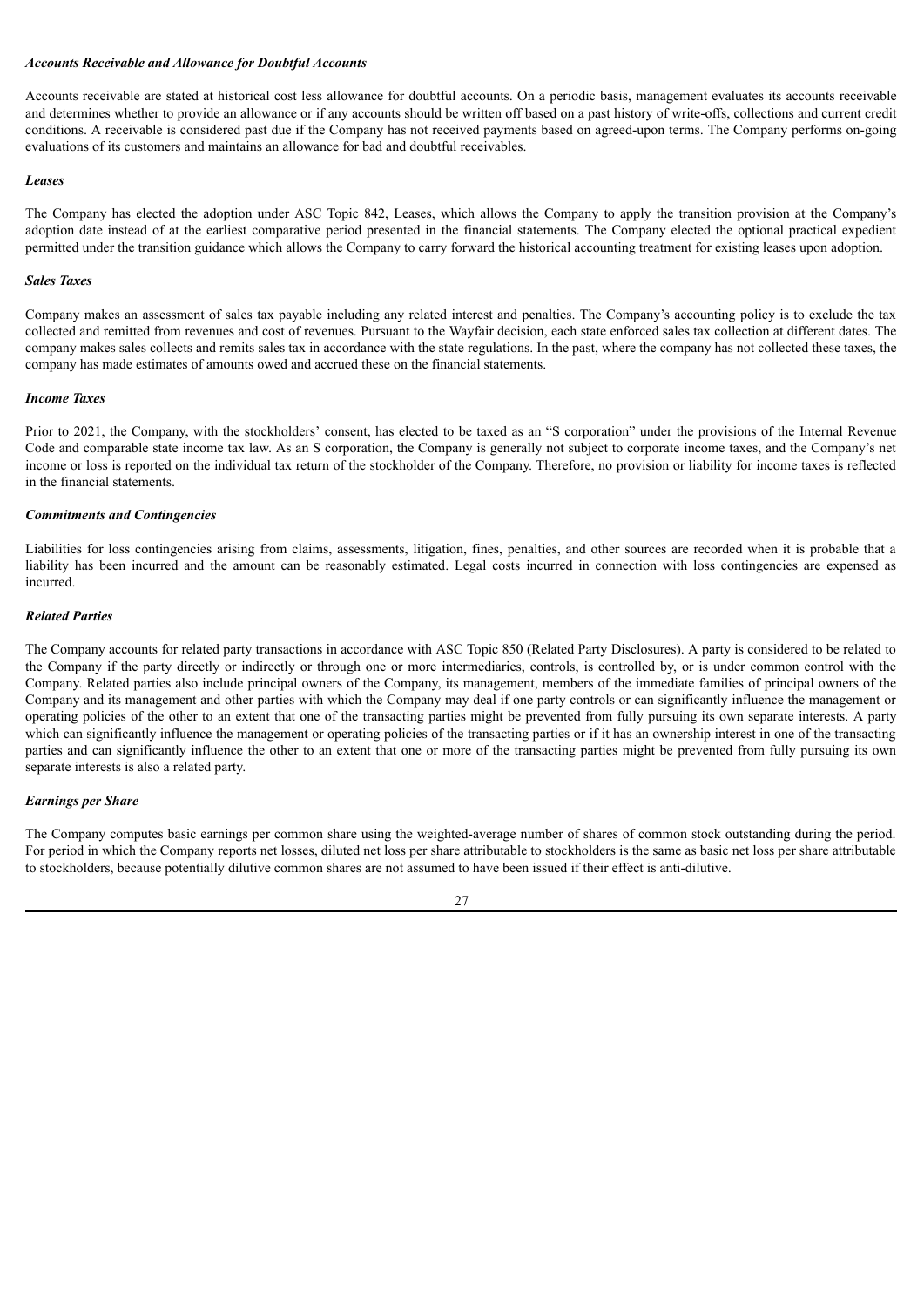***Accounts Receivable and Allowance for Doubtful Accounts***

Accounts receivable are stated at historical cost less allowance for doubtful accounts. On a periodic basis, management evaluates its accounts receivable and determines whether to provide an allowance or if any accounts should be written off based on a past history of write-offs, collections and current credit conditions. A receivable is considered past due if the Company has not received payments based on agreed-upon terms. The Company performs on-going evaluations of its customers and maintains an allowance for bad and doubtful receivables.

***Leases***

The Company has elected the adoption under ASC Topic 842, Leases, which allows the Company to apply the transition provision at the Company's adoption date instead of at the earliest comparative period presented in the financial statements. The Company elected the optional practical expedient permitted under the transition guidance which allows the Company to carry forward the historical accounting treatment for existing leases upon adoption.

***Sales Taxes***

Company makes an assessment of sales tax payable including any related interest and penalties. The Company's accounting policy is to exclude the tax collected and remitted from revenues and cost of revenues. Pursuant to the Wayfair decision, each state enforced sales tax collection at different dates. The company makes sales collects and remits sales tax in accordance with the state regulations. In the past, where the company has not collected these taxes, the company has made estimates of amounts owed and accrued these on the financial statements.

***Income Taxes***

Prior to 2021, the Company, with the stockholders' consent, has elected to be taxed as an "S corporation" under the provisions of the Internal Revenue Code and comparable state income tax law. As an S corporation, the Company is generally not subject to corporate income taxes, and the Company's net income or loss is reported on the individual tax return of the stockholder of the Company. Therefore, no provision or liability for income taxes is reflected in the financial statements.

***Commitments and Contingencies***

Liabilities for loss contingencies arising from claims, assessments, litigation, fines, penalties, and other sources are recorded when it is probable that a liability has been incurred and the amount can be reasonably estimated. Legal costs incurred in connection with loss contingencies are expensed as incurred.

***Related Parties***

The Company accounts for related party transactions in accordance with ASC Topic 850 (Related Party Disclosures). A party is considered to be related to the Company if the party directly or indirectly or through one or more intermediaries, controls, is controlled by, or is under common control with the Company. Related parties also include principal owners of the Company, its management, members of the immediate families of principal owners of the Company and its management and other parties with which the Company may deal if one party controls or can significantly influence the management or operating policies of the other to an extent that one of the transacting parties might be prevented from fully pursuing its own separate interests. A party which can significantly influence the management or operating policies of the transacting parties or if it has an ownership interest in one of the transacting parties and can significantly influence the other to an extent that one or more of the transacting parties might be prevented from fully pursuing its own separate interests is also a related party.

***Earnings per Share***

The Company computes basic earnings per common share using the weighted-average number of shares of common stock outstanding during the period. For period in which the Company reports net losses, diluted net loss per share attributable to stockholders is the same as basic net loss per share attributable to stockholders, because potentially dilutive common shares are not assumed to have been issued if their effect is anti-dilutive.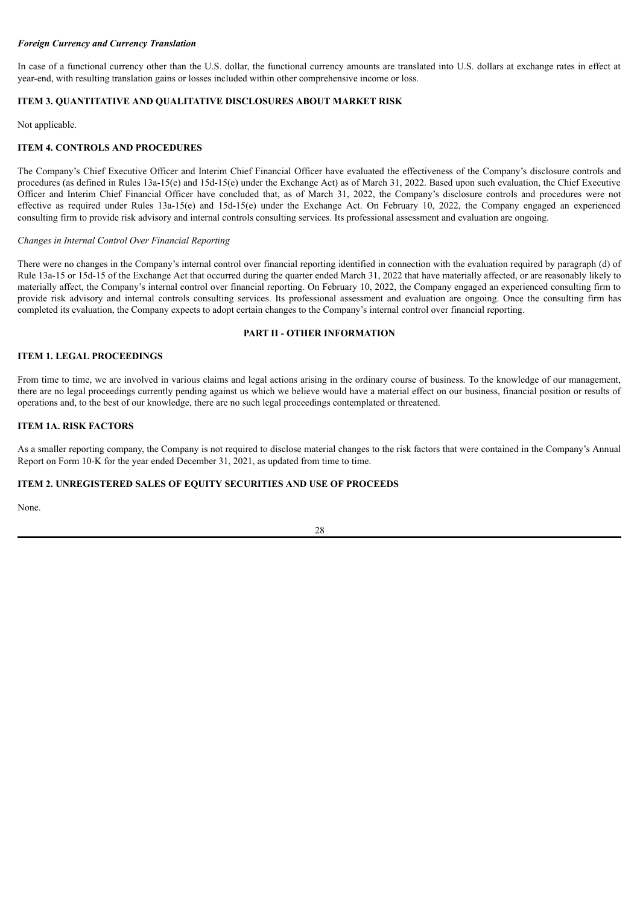*Foreign Currency and Currency Translation*

In case of a functional currency other than the U.S. dollar, the functional currency amounts are translated into U.S. dollars at exchange rates in effect at year-end, with resulting translation gains or losses included within other comprehensive income or loss.

## ITEM 3. QUANTITATIVE AND QUALITATIVE DISCLOSURES ABOUT MARKET RISK

Not applicable.

## ITEM 4. CONTROLS AND PROCEDURES

The Company's Chief Executive Officer and Interim Chief Financial Officer have evaluated the effectiveness of the Company's disclosure controls and procedures (as defined in Rules 13a-15(e) and 15d-15(e) under the Exchange Act) as of March 31, 2022. Based upon such evaluation, the Chief Executive Officer and Interim Chief Financial Officer have concluded that, as of March 31, 2022, the Company's disclosure controls and procedures were not effective as required under Rules 13a-15(e) and 15d-15(e) under the Exchange Act. On February 10, 2022, the Company engaged an experienced consulting firm to provide risk advisory and internal controls consulting services. Its professional assessment and evaluation are ongoing.

*Changes in Internal Control Over Financial Reporting*

There were no changes in the Company's internal control over financial reporting identified in connection with the evaluation required by paragraph (d) of Rule 13a-15 or 15d-15 of the Exchange Act that occurred during the quarter ended March 31, 2022 that have materially affected, or are reasonably likely to materially affect, the Company's internal control over financial reporting. On February 10, 2022, the Company engaged an experienced consulting firm to provide risk advisory and internal controls consulting services. Its professional assessment and evaluation are ongoing. Once the consulting firm has completed its evaluation, the Company expects to adopt certain changes to the Company's internal control over financial reporting.

# PART II - OTHER INFORMATION

## ITEM 1. LEGAL PROCEEDINGS

From time to time, we are involved in various claims and legal actions arising in the ordinary course of business. To the knowledge of our management, there are no legal proceedings currently pending against us which we believe would have a material effect on our business, financial position or results of operations and, to the best of our knowledge, there are no such legal proceedings contemplated or threatened.

## ITEM 1A. RISK FACTORS

As a smaller reporting company, the Company is not required to disclose material changes to the risk factors that were contained in the Company's Annual Report on Form 10-K for the year ended December 31, 2021, as updated from time to time.

## ITEM 2. UNREGISTERED SALES OF EQUITY SECURITIES AND USE OF PROCEEDS

None.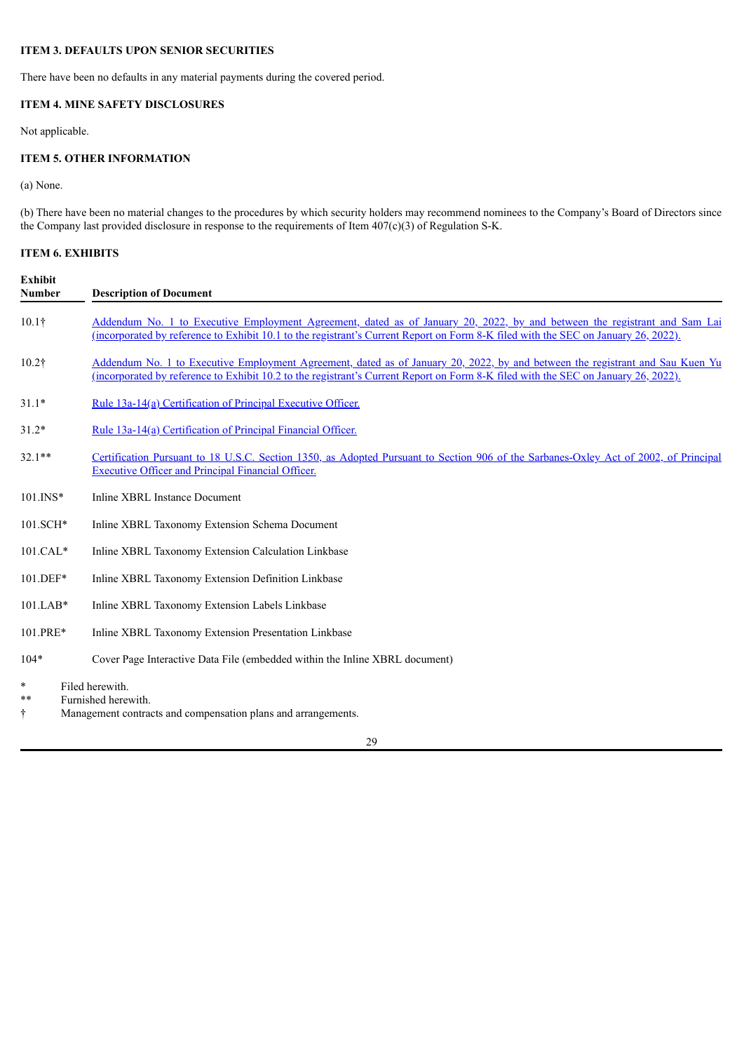### ITEM 3. DEFAULTS UPON SENIOR SECURITIES

There have been no defaults in any material payments during the covered period.

### ITEM 4. MINE SAFETY DISCLOSURES

Not applicable.

### ITEM 5. OTHER INFORMATION

(a) None.

(b) There have been no material changes to the procedures by which security holders may recommend nominees to the Company's Board of Directors since the Company last provided disclosure in response to the requirements of Item 407(c)(3) of Regulation S-K.

### ITEM 6. EXHIBITS

| Exhibit Number | Description of Document |
|---|---|
| 10.1† | Addendum No. 1 to Executive Employment Agreement, dated as of January 20, 2022, by and between the registrant and Sam Lai (incorporated by reference to Exhibit 10.1 to the registrant's Current Report on Form 8-K filed with the SEC on January 26, 2022). |
| 10.2† | Addendum No. 1 to Executive Employment Agreement, dated as of January 20, 2022, by and between the registrant and Sau Kuen Yu (incorporated by reference to Exhibit 10.2 to the registrant's Current Report on Form 8-K filed with the SEC on January 26, 2022). |
| 31.1* | Rule 13a-14(a) Certification of Principal Executive Officer. |
| 31.2* | Rule 13a-14(a) Certification of Principal Financial Officer. |
| 32.1** | Certification Pursuant to 18 U.S.C. Section 1350, as Adopted Pursuant to Section 906 of the Sarbanes-Oxley Act of 2002, of Principal Executive Officer and Principal Financial Officer. |
| 101.INS* | Inline XBRL Instance Document |
| 101.SCH* | Inline XBRL Taxonomy Extension Schema Document |
| 101.CAL* | Inline XBRL Taxonomy Extension Calculation Linkbase |
| 101.DEF* | Inline XBRL Taxonomy Extension Definition Linkbase |
| 101.LAB* | Inline XBRL Taxonomy Extension Labels Linkbase |
| 101.PRE* | Inline XBRL Taxonomy Extension Presentation Linkbase |
| 104* | Cover Page Interactive Data File (embedded within the Inline XBRL document) |

\* Filed herewith.
\*\* Furnished herewith.
† Management contracts and compensation plans and arrangements.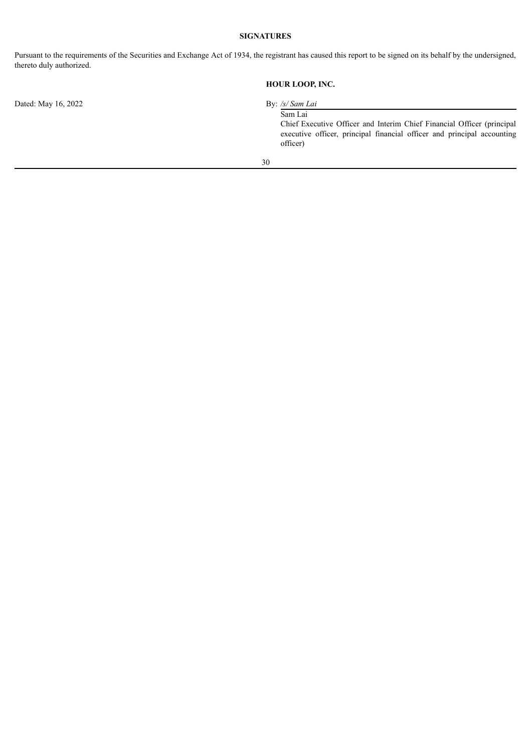**SIGNATURES**

Pursuant to the requirements of the Securities and Exchange Act of 1934, the registrant has caused this report to be signed on its behalf by the undersigned, thereto duly authorized.

**HOUR LOOP, INC.**

Dated: May 16, 2022

By: */s/ Sam Lai*

Sam Lai

Chief Executive Officer and Interim Chief Financial Officer (principal executive officer, principal financial officer and principal accounting officer)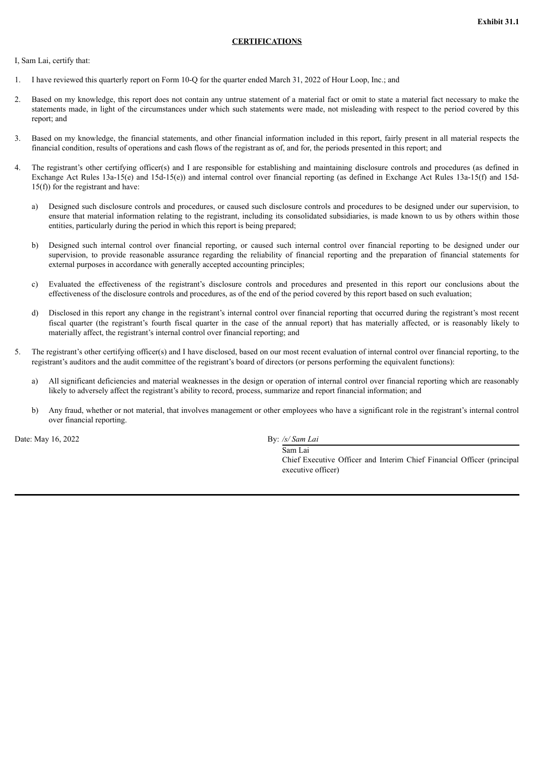**Exhibit 31.1**

**CERTIFICATIONS**

I, Sam Lai, certify that:

1. I have reviewed this quarterly report on Form 10-Q for the quarter ended March 31, 2022 of Hour Loop, Inc.; and

2. Based on my knowledge, this report does not contain any untrue statement of a material fact or omit to state a material fact necessary to make the statements made, in light of the circumstances under which such statements were made, not misleading with respect to the period covered by this report; and

3. Based on my knowledge, the financial statements, and other financial information included in this report, fairly present in all material respects the financial condition, results of operations and cash flows of the registrant as of, and for, the periods presented in this report; and

4. The registrant's other certifying officer(s) and I are responsible for establishing and maintaining disclosure controls and procedures (as defined in Exchange Act Rules 13a-15(e) and 15d-15(e)) and internal control over financial reporting (as defined in Exchange Act Rules 13a-15(f) and 15d-15(f)) for the registrant and have:

   a) Designed such disclosure controls and procedures, or caused such disclosure controls and procedures to be designed under our supervision, to ensure that material information relating to the registrant, including its consolidated subsidiaries, is made known to us by others within those entities, particularly during the period in which this report is being prepared;

   b) Designed such internal control over financial reporting, or caused such internal control over financial reporting to be designed under our supervision, to provide reasonable assurance regarding the reliability of financial reporting and the preparation of financial statements for external purposes in accordance with generally accepted accounting principles;

   c) Evaluated the effectiveness of the registrant's disclosure controls and procedures and presented in this report our conclusions about the effectiveness of the disclosure controls and procedures, as of the end of the period covered by this report based on such evaluation;

   d) Disclosed in this report any change in the registrant's internal control over financial reporting that occurred during the registrant's most recent fiscal quarter (the registrant's fourth fiscal quarter in the case of the annual report) that has materially affected, or is reasonably likely to materially affect, the registrant's internal control over financial reporting; and

5. The registrant's other certifying officer(s) and I have disclosed, based on our most recent evaluation of internal control over financial reporting, to the registrant's auditors and the audit committee of the registrant's board of directors (or persons performing the equivalent functions):

   a) All significant deficiencies and material weaknesses in the design or operation of internal control over financial reporting which are reasonably likely to adversely affect the registrant's ability to record, process, summarize and report financial information; and

   b) Any fraud, whether or not material, that involves management or other employees who have a significant role in the registrant's internal control over financial reporting.

Date: May 16, 2022

By: */s/ Sam Lai*

Sam Lai
Chief Executive Officer and Interim Chief Financial Officer (principal executive officer)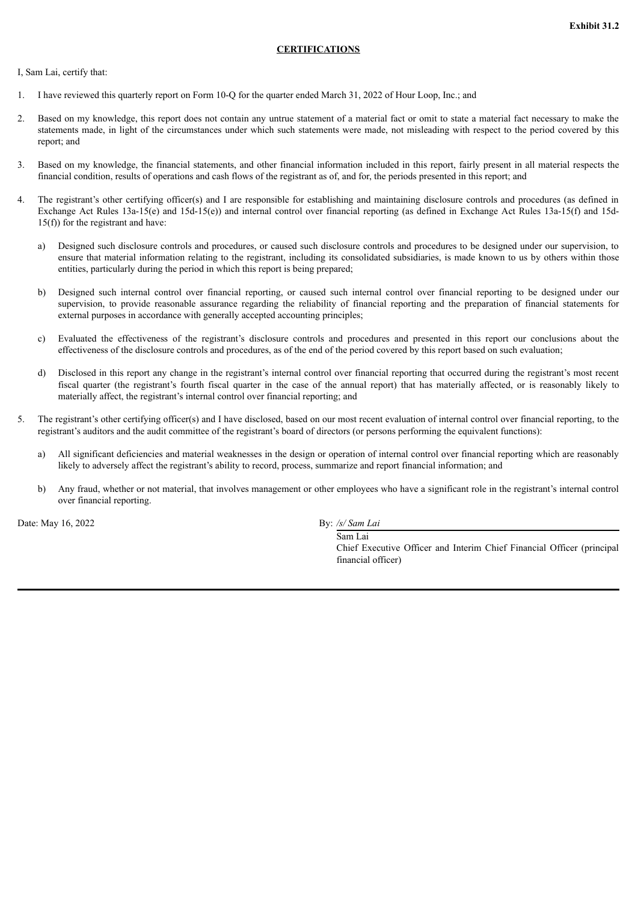**Exhibit 31.2**

**CERTIFICATIONS**

I, Sam Lai, certify that:

1. I have reviewed this quarterly report on Form 10-Q for the quarter ended March 31, 2022 of Hour Loop, Inc.; and

2. Based on my knowledge, this report does not contain any untrue statement of a material fact or omit to state a material fact necessary to make the statements made, in light of the circumstances under which such statements were made, not misleading with respect to the period covered by this report; and

3. Based on my knowledge, the financial statements, and other financial information included in this report, fairly present in all material respects the financial condition, results of operations and cash flows of the registrant as of, and for, the periods presented in this report; and

4. The registrant's other certifying officer(s) and I are responsible for establishing and maintaining disclosure controls and procedures (as defined in Exchange Act Rules 13a-15(e) and 15d-15(e)) and internal control over financial reporting (as defined in Exchange Act Rules 13a-15(f) and 15d-15(f)) for the registrant and have:

   a) Designed such disclosure controls and procedures, or caused such disclosure controls and procedures to be designed under our supervision, to ensure that material information relating to the registrant, including its consolidated subsidiaries, is made known to us by others within those entities, particularly during the period in which this report is being prepared;

   b) Designed such internal control over financial reporting, or caused such internal control over financial reporting to be designed under our supervision, to provide reasonable assurance regarding the reliability of financial reporting and the preparation of financial statements for external purposes in accordance with generally accepted accounting principles;

   c) Evaluated the effectiveness of the registrant's disclosure controls and procedures and presented in this report our conclusions about the effectiveness of the disclosure controls and procedures, as of the end of the period covered by this report based on such evaluation;

   d) Disclosed in this report any change in the registrant's internal control over financial reporting that occurred during the registrant's most recent fiscal quarter (the registrant's fourth fiscal quarter in the case of the annual report) that has materially affected, or is reasonably likely to materially affect, the registrant's internal control over financial reporting; and

5. The registrant's other certifying officer(s) and I have disclosed, based on our most recent evaluation of internal control over financial reporting, to the registrant's auditors and the audit committee of the registrant's board of directors (or persons performing the equivalent functions):

   a) All significant deficiencies and material weaknesses in the design or operation of internal control over financial reporting which are reasonably likely to adversely affect the registrant's ability to record, process, summarize and report financial information; and

   b) Any fraud, whether or not material, that involves management or other employees who have a significant role in the registrant's internal control over financial reporting.

Date: May 16, 2022

By: */s/ Sam Lai*

Sam Lai
Chief Executive Officer and Interim Chief Financial Officer (principal financial officer)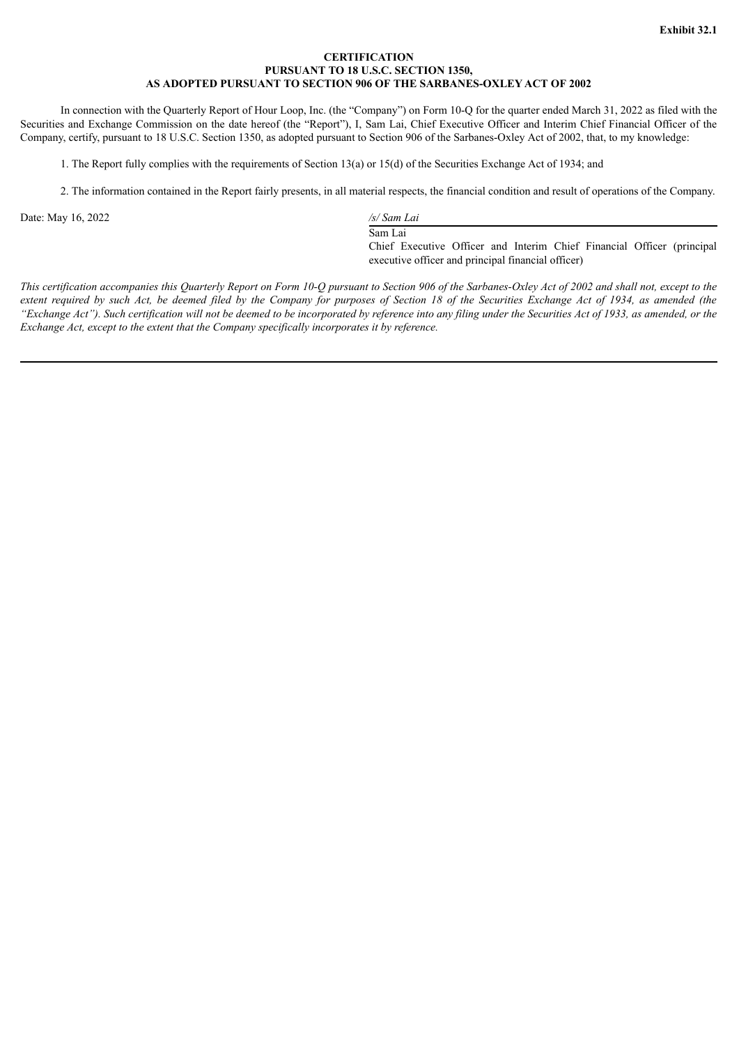**Exhibit 32.1**

**CERTIFICATION**
**PURSUANT TO 18 U.S.C. SECTION 1350,**
**AS ADOPTED PURSUANT TO SECTION 906 OF THE SARBANES-OXLEY ACT OF 2002**

In connection with the Quarterly Report of Hour Loop, Inc. (the "Company") on Form 10-Q for the quarter ended March 31, 2022 as filed with the Securities and Exchange Commission on the date hereof (the "Report"), I, Sam Lai, Chief Executive Officer and Interim Chief Financial Officer of the Company, certify, pursuant to 18 U.S.C. Section 1350, as adopted pursuant to Section 906 of the Sarbanes-Oxley Act of 2002, that, to my knowledge:

1. The Report fully complies with the requirements of Section 13(a) or 15(d) of the Securities Exchange Act of 1934; and

2. The information contained in the Report fairly presents, in all material respects, the financial condition and result of operations of the Company.

Date: May 16, 2022

*/s/ Sam Lai*
Sam Lai
Chief Executive Officer and Interim Chief Financial Officer (principal executive officer and principal financial officer)

*This certification accompanies this Quarterly Report on Form 10-Q pursuant to Section 906 of the Sarbanes-Oxley Act of 2002 and shall not, except to the extent required by such Act, be deemed filed by the Company for purposes of Section 18 of the Securities Exchange Act of 1934, as amended (the "Exchange Act"). Such certification will not be deemed to be incorporated by reference into any filing under the Securities Act of 1933, as amended, or the Exchange Act, except to the extent that the Company specifically incorporates it by reference.*